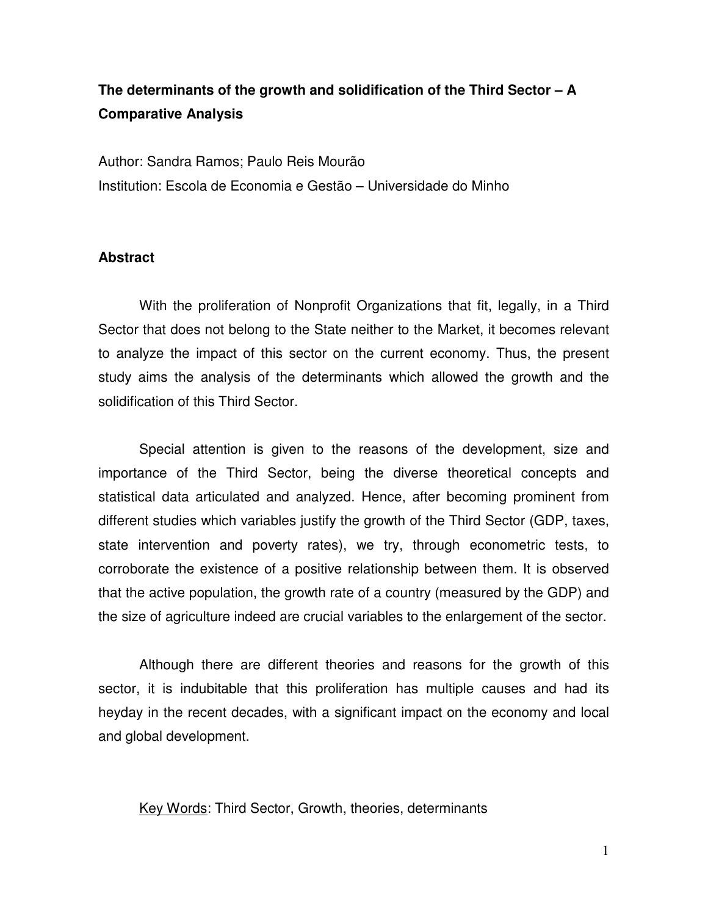# The determinants of the growth and solidification of the Third Sector – A Comparative Analysis

Author: Sandra Ramos; Paulo Reis Mourão

Institution: Escola de Economia e Gestão – Universidade do Minho

## Abstract

With the proliferation of Nonprofit Organizations that fit, legally, in a Third Sector that does not belong to the State neither to the Market, it becomes relevant to analyze the impact of this sector on the current economy. Thus, the present study aims the analysis of the determinants which allowed the growth and the solidification of this Third Sector.

Special attention is given to the reasons of the development, size and importance of the Third Sector, being the diverse theoretical concepts and statistical data articulated and analyzed. Hence, after becoming prominent from different studies which variables justify the growth of the Third Sector (GDP, taxes, state intervention and poverty rates), we try, through econometric tests, to corroborate the existence of a positive relationship between them. It is observed that the active population, the growth rate of a country (measured by the GDP) and the size of agriculture indeed are crucial variables to the enlargement of the sector.

Although there are different theories and reasons for the growth of this sector, it is indubitable that this proliferation has multiple causes and had its heyday in the recent decades, with a significant impact on the economy and local and global development.

Key Words: Third Sector, Growth, theories, determinants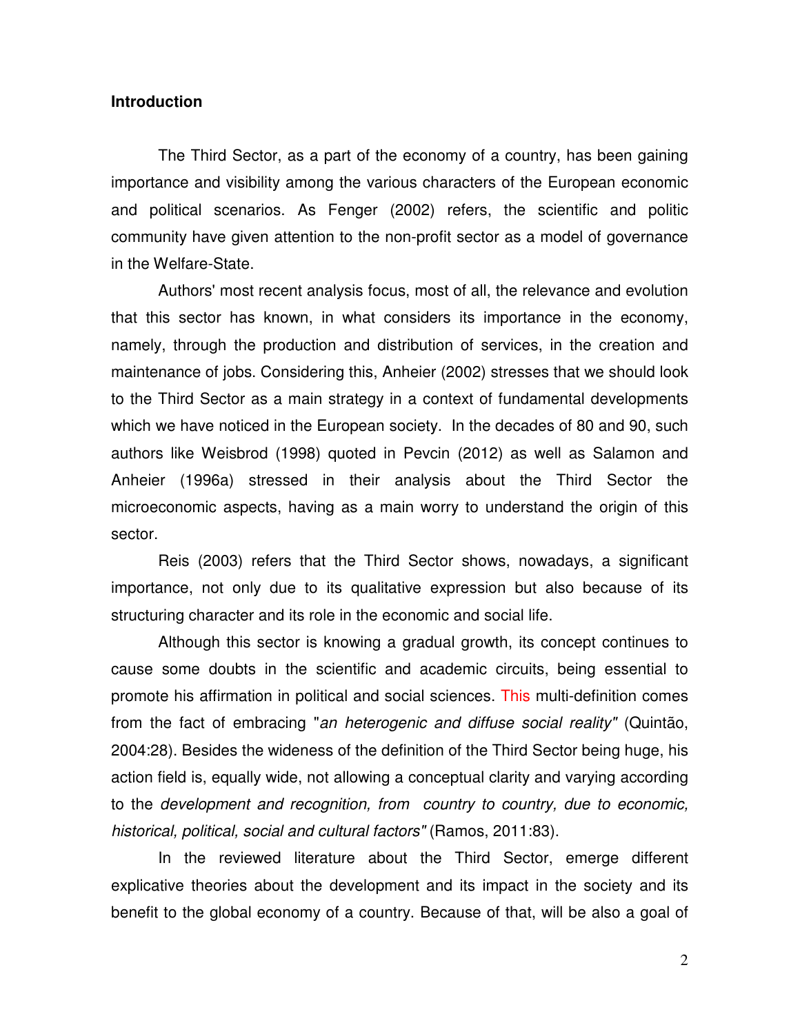## Introduction

The Third Sector, as a part of the economy of a country, has been gaining importance and visibility among the various characters of the European economic and political scenarios. As Fenger (2002) refers, the scientific and politic community have given attention to the non-profit sector as a model of governance in the Welfare-State.

Authors' most recent analysis focus, most of all, the relevance and evolution that this sector has known, in what considers its importance in the economy, namely, through the production and distribution of services, in the creation and maintenance of jobs. Considering this, Anheier (2002) stresses that we should look to the Third Sector as a main strategy in a context of fundamental developments which we have noticed in the European society. In the decades of 80 and 90, such authors like Weisbrod (1998) quoted in Pevcin (2012) as well as Salamon and Anheier (1996a) stressed in their analysis about the Third Sector the microeconomic aspects, having as a main worry to understand the origin of this sector.

Reis (2003) refers that the Third Sector shows, nowadays, a significant importance, not only due to its qualitative expression but also because of its structuring character and its role in the economic and social life.

Although this sector is knowing a gradual growth, its concept continues to cause some doubts in the scientific and academic circuits, being essential to promote his affirmation in political and social sciences. This multi-definition comes from the fact of embracing "*an heterogenic and diffuse social reality"* (Quintão, 2004:28). Besides the wideness of the definition of the Third Sector being huge, his action field is, equally wide, not allowing a conceptual clarity and varying according to the *development and recognition, from country to country, due to economic, historical, political, social and cultural factors"* (Ramos, 2011:83).

In the reviewed literature about the Third Sector, emerge different explicative theories about the development and its impact in the society and its benefit to the global economy of a country. Because of that, will be also a goal of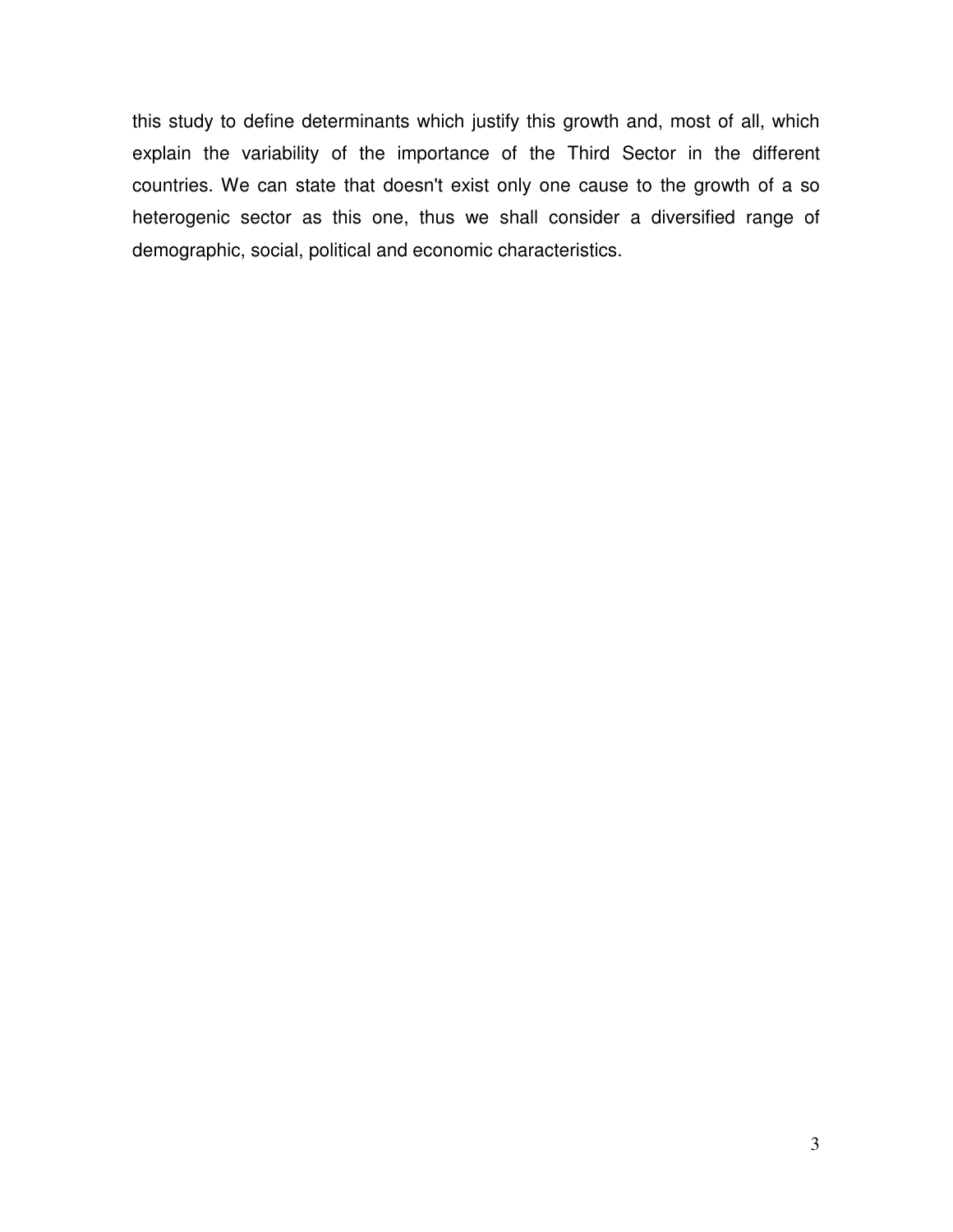this study to define determinants which justify this growth and, most of all, which explain the variability of the importance of the Third Sector in the different countries. We can state that doesn't exist only one cause to the growth of a so heterogenic sector as this one, thus we shall consider a diversified range of demographic, social, political and economic characteristics.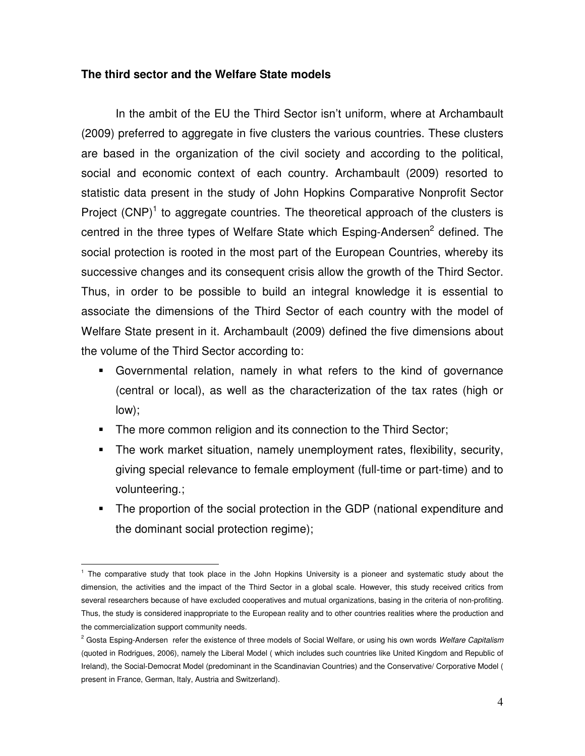**The third sector and the Welfare State models**

In the ambit of the EU the Third Sector isn't uniform, where at Archambault (2009) preferred to aggregate in five clusters the various countries. These clusters are based in the organization of the civil society and according to the political, social and economic context of each country. Archambault (2009) resorted to statistic data present in the study of John Hopkins Comparative Nonprofit Sector Project (CNP)[1] to aggregate countries. The theoretical approach of the clusters is centred in the three types of Welfare State which Esping-Andersen[2] defined. The social protection is rooted in the most part of the European Countries, whereby its successive changes and its consequent crisis allow the growth of the Third Sector. Thus, in order to be possible to build an integral knowledge it is essential to associate the dimensions of the Third Sector of each country with the model of Welfare State present in it. Archambault (2009) defined the five dimensions about the volume of the Third Sector according to:

- Governmental relation, namely in what refers to the kind of governance (central or local), as well as the characterization of the tax rates (high or low);
- The more common religion and its connection to the Third Sector;
- The work market situation, namely unemployment rates, flexibility, security, giving special relevance to female employment (full-time or part-time) and to volunteering.;
- The proportion of the social protection in the GDP (national expenditure and the dominant social protection regime);

---

[1] The comparative study that took place in the John Hopkins University is a pioneer and systematic study about the dimension, the activities and the impact of the Third Sector in a global scale. However, this study received critics from several researchers because of have excluded cooperatives and mutual organizations, basing in the criteria of non-profiting. Thus, the study is considered inappropriate to the European reality and to other countries realities where the production and the commercialization support community needs.

[2] Gosta Esping-Andersen refer the existence of three models of Social Welfare, or using his own words *Welfare Capitalism* (quoted in Rodrigues, 2006), namely the Liberal Model ( which includes such countries like United Kingdom and Republic of Ireland), the Social-Democrat Model (predominant in the Scandinavian Countries) and the Conservative/ Corporative Model ( present in France, German, Italy, Austria and Switzerland).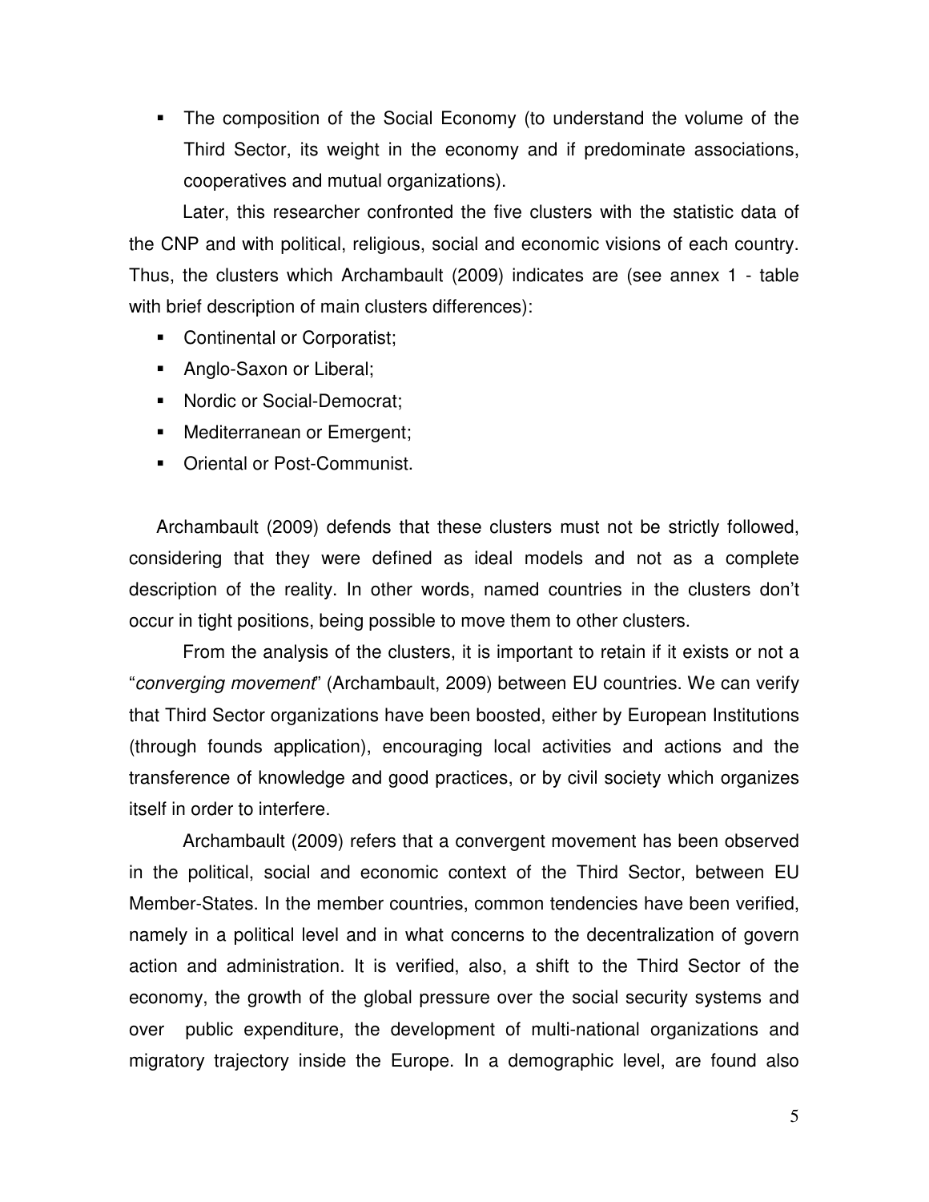- The composition of the Social Economy (to understand the volume of the Third Sector, its weight in the economy and if predominate associations, cooperatives and mutual organizations).

Later, this researcher confronted the five clusters with the statistic data of the CNP and with political, religious, social and economic visions of each country. Thus, the clusters which Archambault (2009) indicates are (see annex 1 - table with brief description of main clusters differences):

- Continental or Corporatist;
- Anglo-Saxon or Liberal;
- Nordic or Social-Democrat;
- Mediterranean or Emergent;
- Oriental or Post-Communist.

Archambault (2009) defends that these clusters must not be strictly followed, considering that they were defined as ideal models and not as a complete description of the reality. In other words, named countries in the clusters don't occur in tight positions, being possible to move them to other clusters.

From the analysis of the clusters, it is important to retain if it exists or not a "*converging movement*" (Archambault, 2009) between EU countries. We can verify that Third Sector organizations have been boosted, either by European Institutions (through founds application), encouraging local activities and actions and the transference of knowledge and good practices, or by civil society which organizes itself in order to interfere.

Archambault (2009) refers that a convergent movement has been observed in the political, social and economic context of the Third Sector, between EU Member-States. In the member countries, common tendencies have been verified, namely in a political level and in what concerns to the decentralization of govern action and administration. It is verified, also, a shift to the Third Sector of the economy, the growth of the global pressure over the social security systems and over public expenditure, the development of multi-national organizations and migratory trajectory inside the Europe. In a demographic level, are found also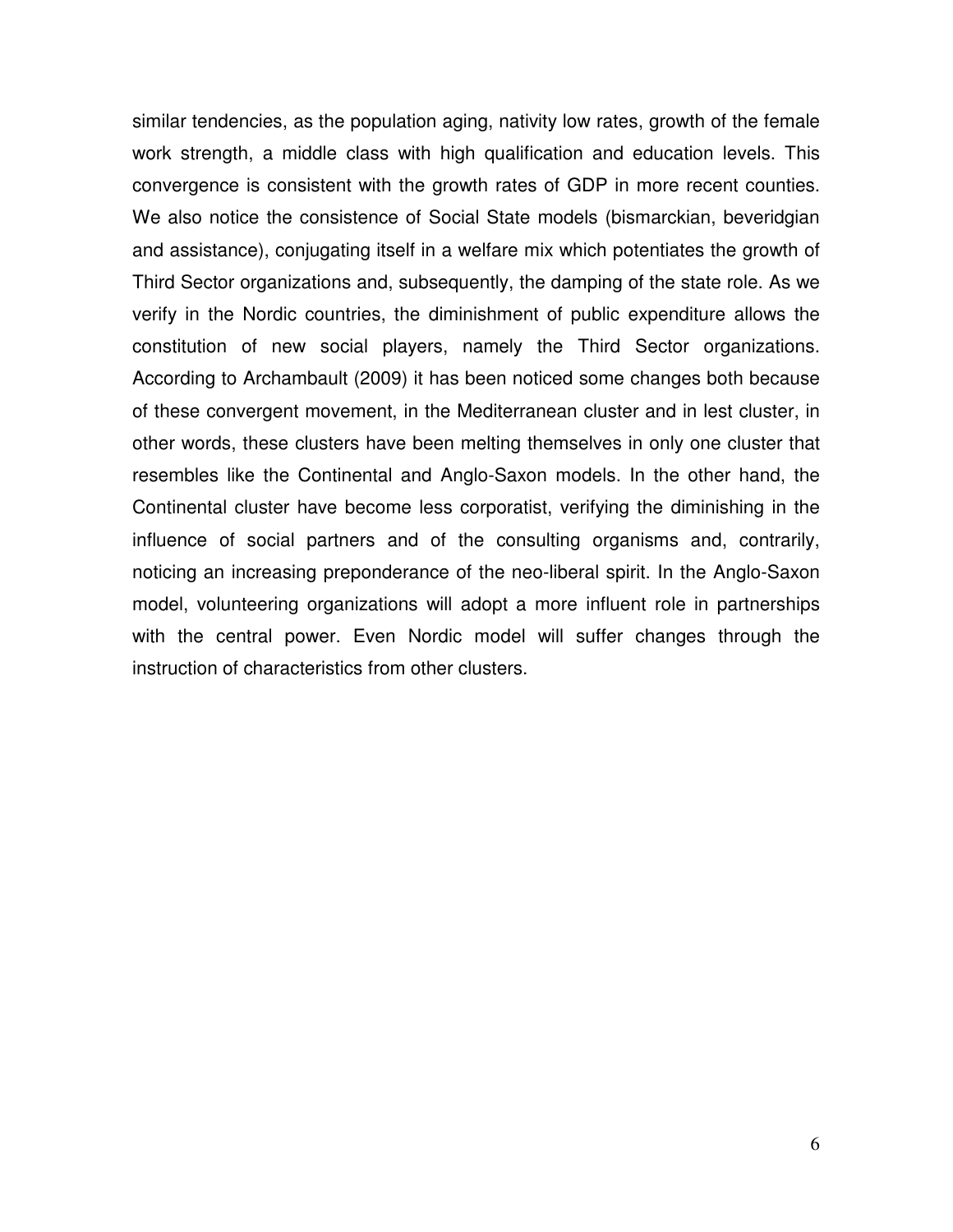similar tendencies, as the population aging, nativity low rates, growth of the female work strength, a middle class with high qualification and education levels. This convergence is consistent with the growth rates of GDP in more recent counties. We also notice the consistence of Social State models (bismarckian, beveridgian and assistance), conjugating itself in a welfare mix which potentiates the growth of Third Sector organizations and, subsequently, the damping of the state role. As we verify in the Nordic countries, the diminishment of public expenditure allows the constitution of new social players, namely the Third Sector organizations. According to Archambault (2009) it has been noticed some changes both because of these convergent movement, in the Mediterranean cluster and in lest cluster, in other words, these clusters have been melting themselves in only one cluster that resembles like the Continental and Anglo-Saxon models. In the other hand, the Continental cluster have become less corporatist, verifying the diminishing in the influence of social partners and of the consulting organisms and, contrarily, noticing an increasing preponderance of the neo-liberal spirit. In the Anglo-Saxon model, volunteering organizations will adopt a more influent role in partnerships with the central power. Even Nordic model will suffer changes through the instruction of characteristics from other clusters.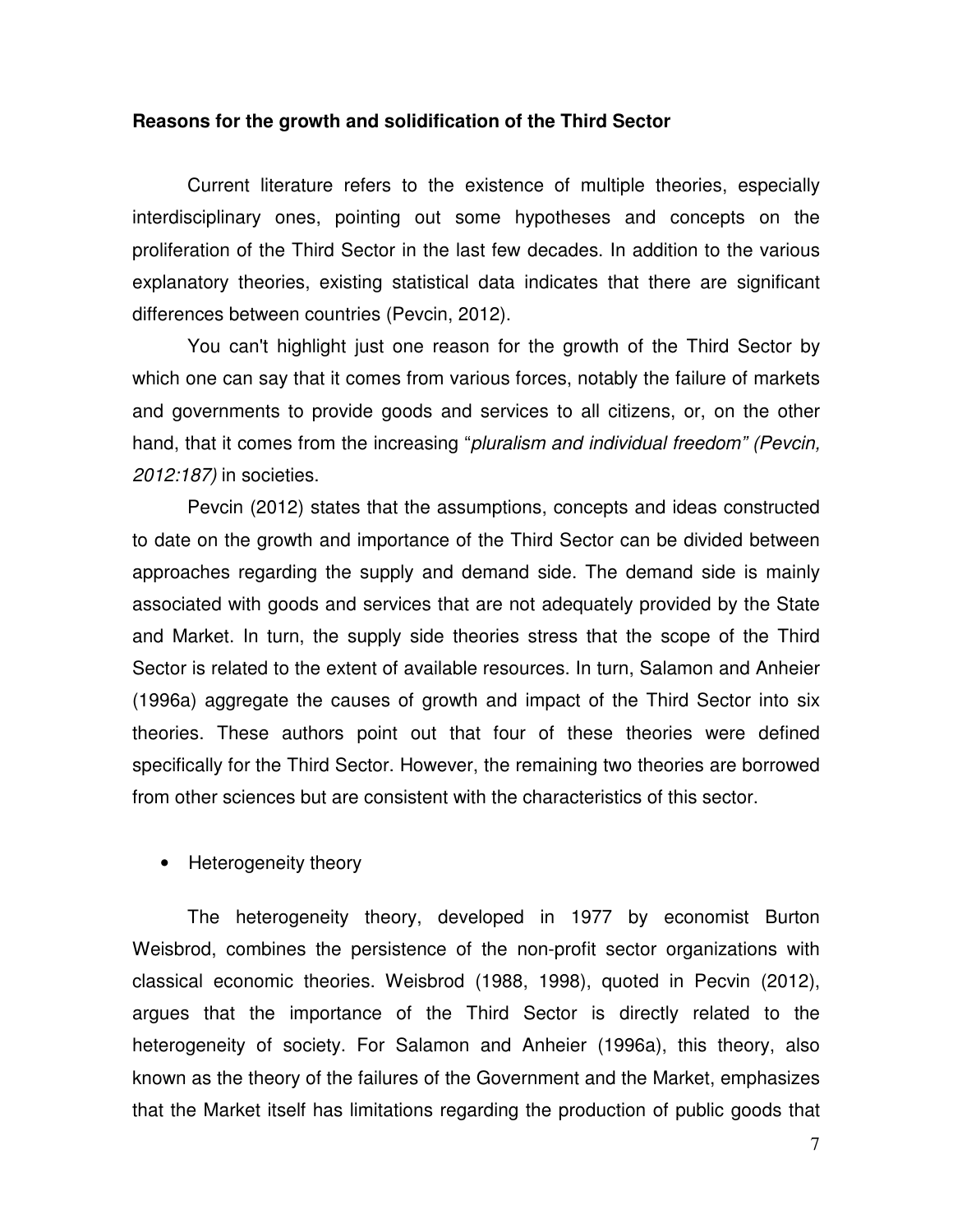**Reasons for the growth and solidification of the Third Sector**

Current literature refers to the existence of multiple theories, especially interdisciplinary ones, pointing out some hypotheses and concepts on the proliferation of the Third Sector in the last few decades. In addition to the various explanatory theories, existing statistical data indicates that there are significant differences between countries (Pevcin, 2012).

You can't highlight just one reason for the growth of the Third Sector by which one can say that it comes from various forces, notably the failure of markets and governments to provide goods and services to all citizens, or, on the other hand, that it comes from the increasing "*pluralism and individual freedom" (Pevcin, 2012:187)* in societies.

Pevcin (2012) states that the assumptions, concepts and ideas constructed to date on the growth and importance of the Third Sector can be divided between approaches regarding the supply and demand side. The demand side is mainly associated with goods and services that are not adequately provided by the State and Market. In turn, the supply side theories stress that the scope of the Third Sector is related to the extent of available resources. In turn, Salamon and Anheier (1996a) aggregate the causes of growth and impact of the Third Sector into six theories. These authors point out that four of these theories were defined specifically for the Third Sector. However, the remaining two theories are borrowed from other sciences but are consistent with the characteristics of this sector.

- Heterogeneity theory

The heterogeneity theory, developed in 1977 by economist Burton Weisbrod, combines the persistence of the non-profit sector organizations with classical economic theories. Weisbrod (1988, 1998), quoted in Pecvin (2012), argues that the importance of the Third Sector is directly related to the heterogeneity of society. For Salamon and Anheier (1996a), this theory, also known as the theory of the failures of the Government and the Market, emphasizes that the Market itself has limitations regarding the production of public goods that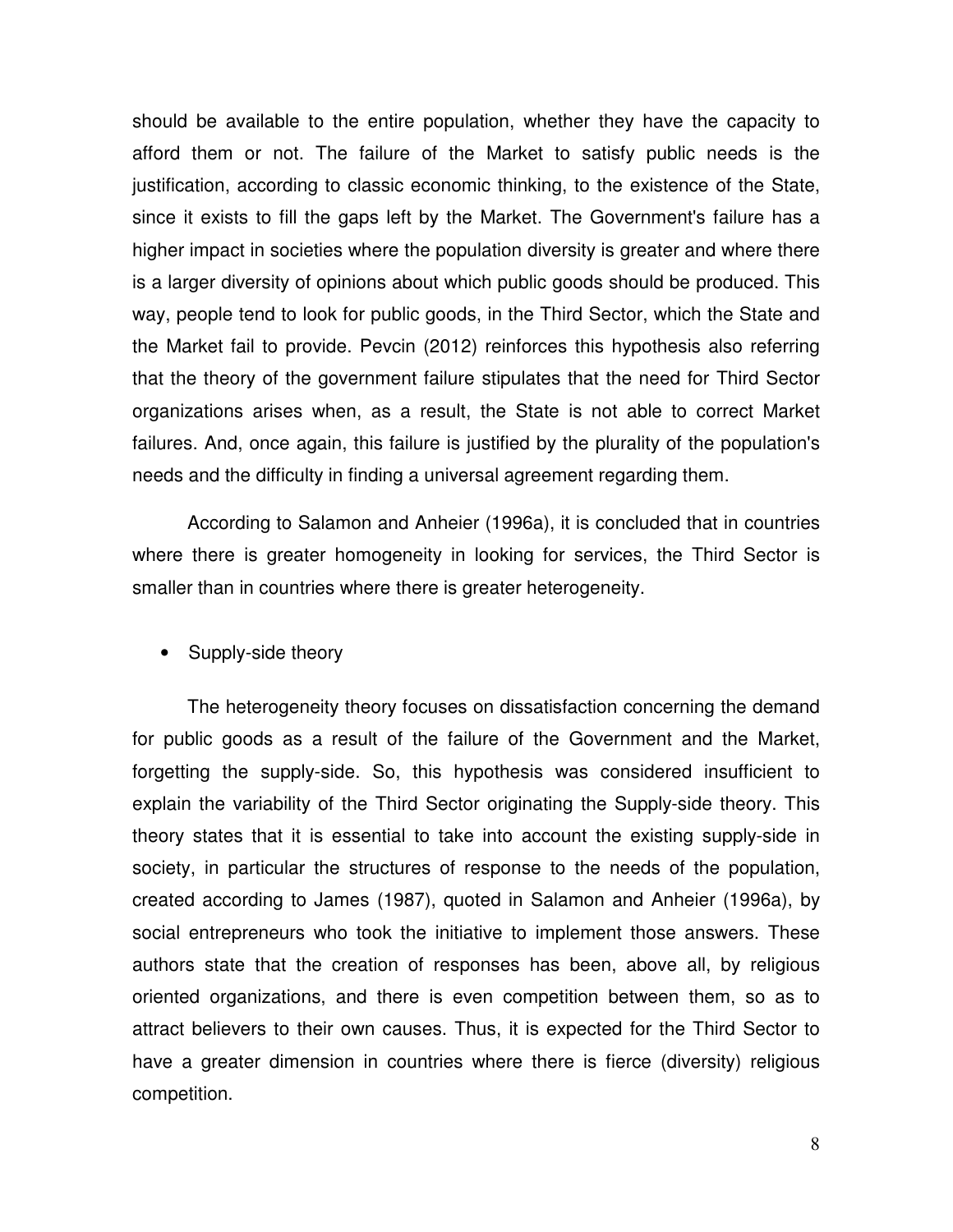should be available to the entire population, whether they have the capacity to afford them or not. The failure of the Market to satisfy public needs is the justification, according to classic economic thinking, to the existence of the State, since it exists to fill the gaps left by the Market. The Government's failure has a higher impact in societies where the population diversity is greater and where there is a larger diversity of opinions about which public goods should be produced. This way, people tend to look for public goods, in the Third Sector, which the State and the Market fail to provide. Pevcin (2012) reinforces this hypothesis also referring that the theory of the government failure stipulates that the need for Third Sector organizations arises when, as a result, the State is not able to correct Market failures. And, once again, this failure is justified by the plurality of the population's needs and the difficulty in finding a universal agreement regarding them.

According to Salamon and Anheier (1996a), it is concluded that in countries where there is greater homogeneity in looking for services, the Third Sector is smaller than in countries where there is greater heterogeneity.

- Supply-side theory

The heterogeneity theory focuses on dissatisfaction concerning the demand for public goods as a result of the failure of the Government and the Market, forgetting the supply-side. So, this hypothesis was considered insufficient to explain the variability of the Third Sector originating the Supply-side theory. This theory states that it is essential to take into account the existing supply-side in society, in particular the structures of response to the needs of the population, created according to James (1987), quoted in Salamon and Anheier (1996a), by social entrepreneurs who took the initiative to implement those answers. These authors state that the creation of responses has been, above all, by religious oriented organizations, and there is even competition between them, so as to attract believers to their own causes. Thus, it is expected for the Third Sector to have a greater dimension in countries where there is fierce (diversity) religious competition.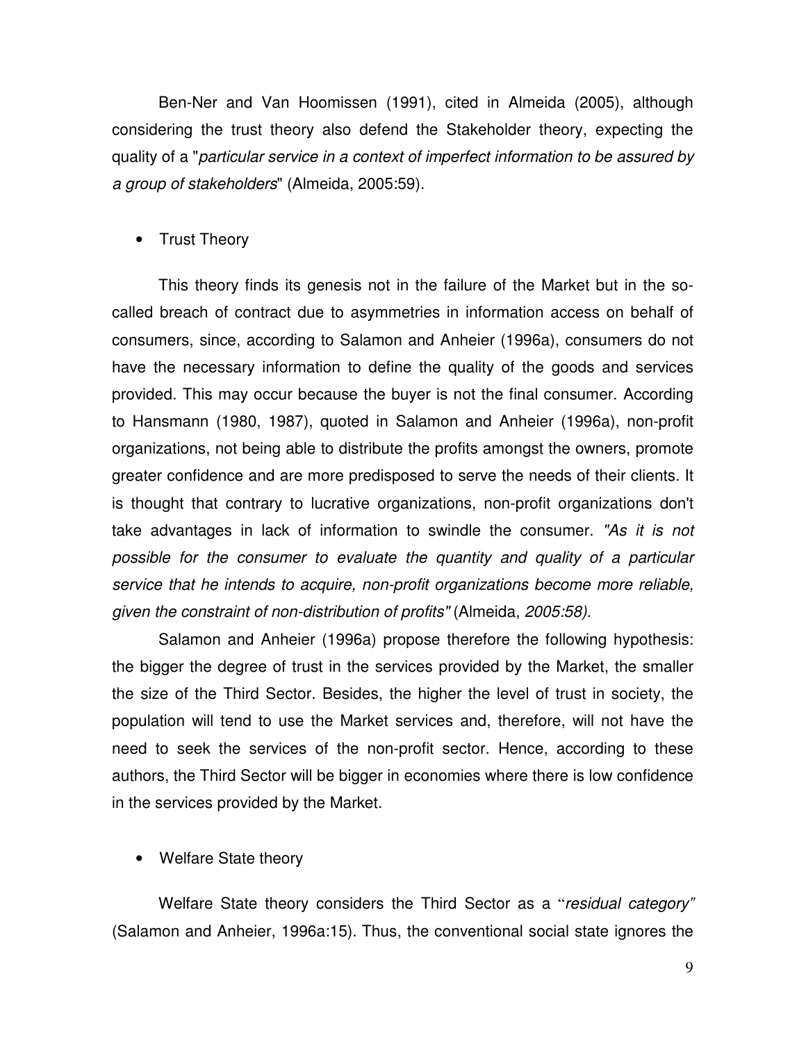Ben-Ner and Van Hoomissen (1991), cited in Almeida (2005), although considering the trust theory also defend the Stakeholder theory, expecting the quality of a "*particular service in a context of imperfect information to be assured by a group of stakeholders*" (Almeida, 2005:59).

- Trust Theory

This theory finds its genesis not in the failure of the Market but in the so-called breach of contract due to asymmetries in information access on behalf of consumers, since, according to Salamon and Anheier (1996a), consumers do not have the necessary information to define the quality of the goods and services provided. This may occur because the buyer is not the final consumer. According to Hansmann (1980, 1987), quoted in Salamon and Anheier (1996a), non-profit organizations, not being able to distribute the profits amongst the owners, promote greater confidence and are more predisposed to serve the needs of their clients. It is thought that contrary to lucrative organizations, non-profit organizations don't take advantages in lack of information to swindle the consumer. *"As it is not possible for the consumer to evaluate the quantity and quality of a particular service that he intends to acquire, non-profit organizations become more reliable, given the constraint of non-distribution of profits"* (Almeida, *2005:58).*

Salamon and Anheier (1996a) propose therefore the following hypothesis: the bigger the degree of trust in the services provided by the Market, the smaller the size of the Third Sector. Besides, the higher the level of trust in society, the population will tend to use the Market services and, therefore, will not have the need to seek the services of the non-profit sector. Hence, according to these authors, the Third Sector will be bigger in economies where there is low confidence in the services provided by the Market.

- Welfare State theory

Welfare State theory considers the Third Sector as a "*residual category"* (Salamon and Anheier, 1996a:15). Thus, the conventional social state ignores the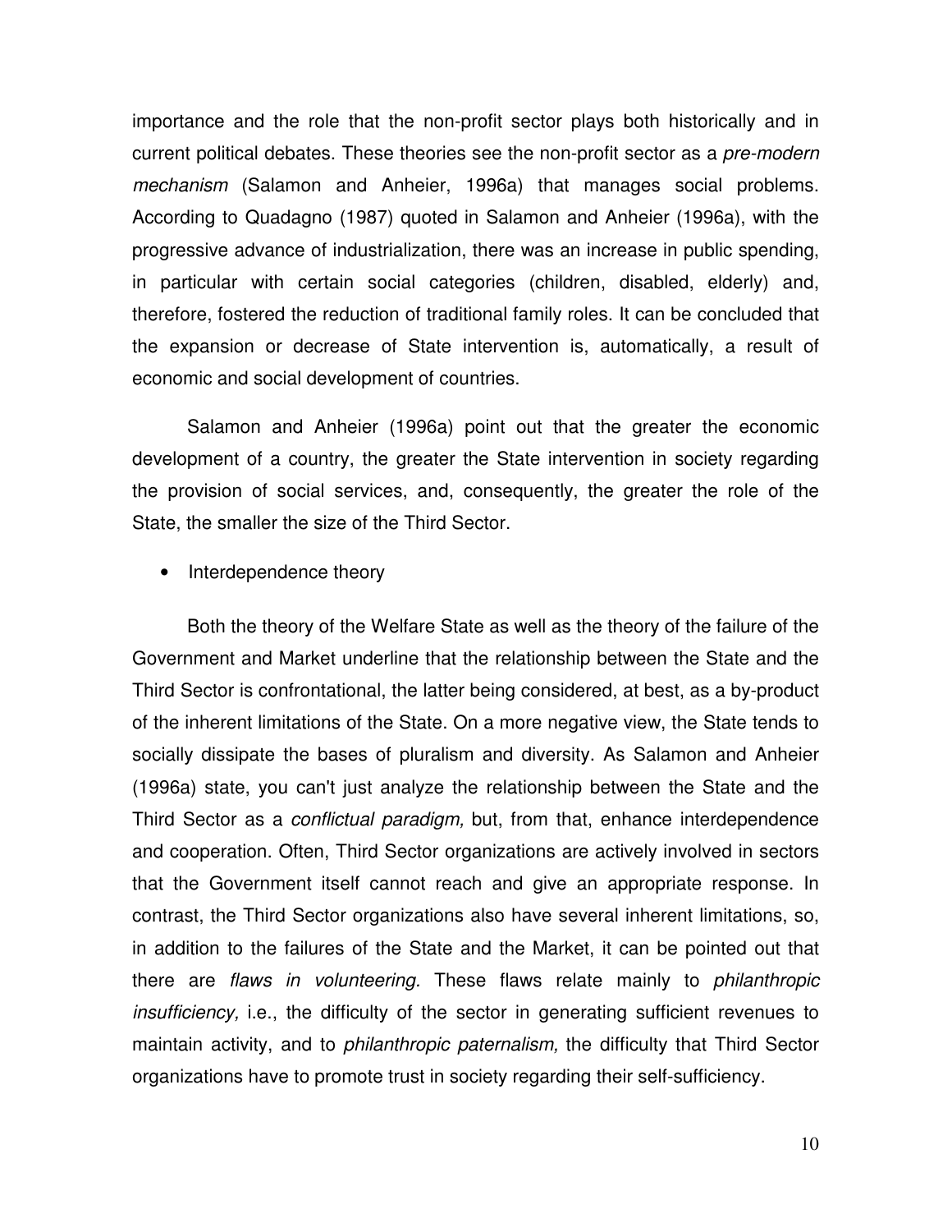importance and the role that the non-profit sector plays both historically and in current political debates. These theories see the non-profit sector as a *pre-modern mechanism* (Salamon and Anheier, 1996a) that manages social problems. According to Quadagno (1987) quoted in Salamon and Anheier (1996a), with the progressive advance of industrialization, there was an increase in public spending, in particular with certain social categories (children, disabled, elderly) and, therefore, fostered the reduction of traditional family roles. It can be concluded that the expansion or decrease of State intervention is, automatically, a result of economic and social development of countries.

Salamon and Anheier (1996a) point out that the greater the economic development of a country, the greater the State intervention in society regarding the provision of social services, and, consequently, the greater the role of the State, the smaller the size of the Third Sector.

- Interdependence theory

Both the theory of the Welfare State as well as the theory of the failure of the Government and Market underline that the relationship between the State and the Third Sector is confrontational, the latter being considered, at best, as a by-product of the inherent limitations of the State. On a more negative view, the State tends to socially dissipate the bases of pluralism and diversity. As Salamon and Anheier (1996a) state, you can't just analyze the relationship between the State and the Third Sector as a *conflictual paradigm,* but, from that, enhance interdependence and cooperation. Often, Third Sector organizations are actively involved in sectors that the Government itself cannot reach and give an appropriate response. In contrast, the Third Sector organizations also have several inherent limitations, so, in addition to the failures of the State and the Market, it can be pointed out that there are *flaws in volunteering.* These flaws relate mainly to *philanthropic insufficiency,* i.e., the difficulty of the sector in generating sufficient revenues to maintain activity, and to *philanthropic paternalism,* the difficulty that Third Sector organizations have to promote trust in society regarding their self-sufficiency.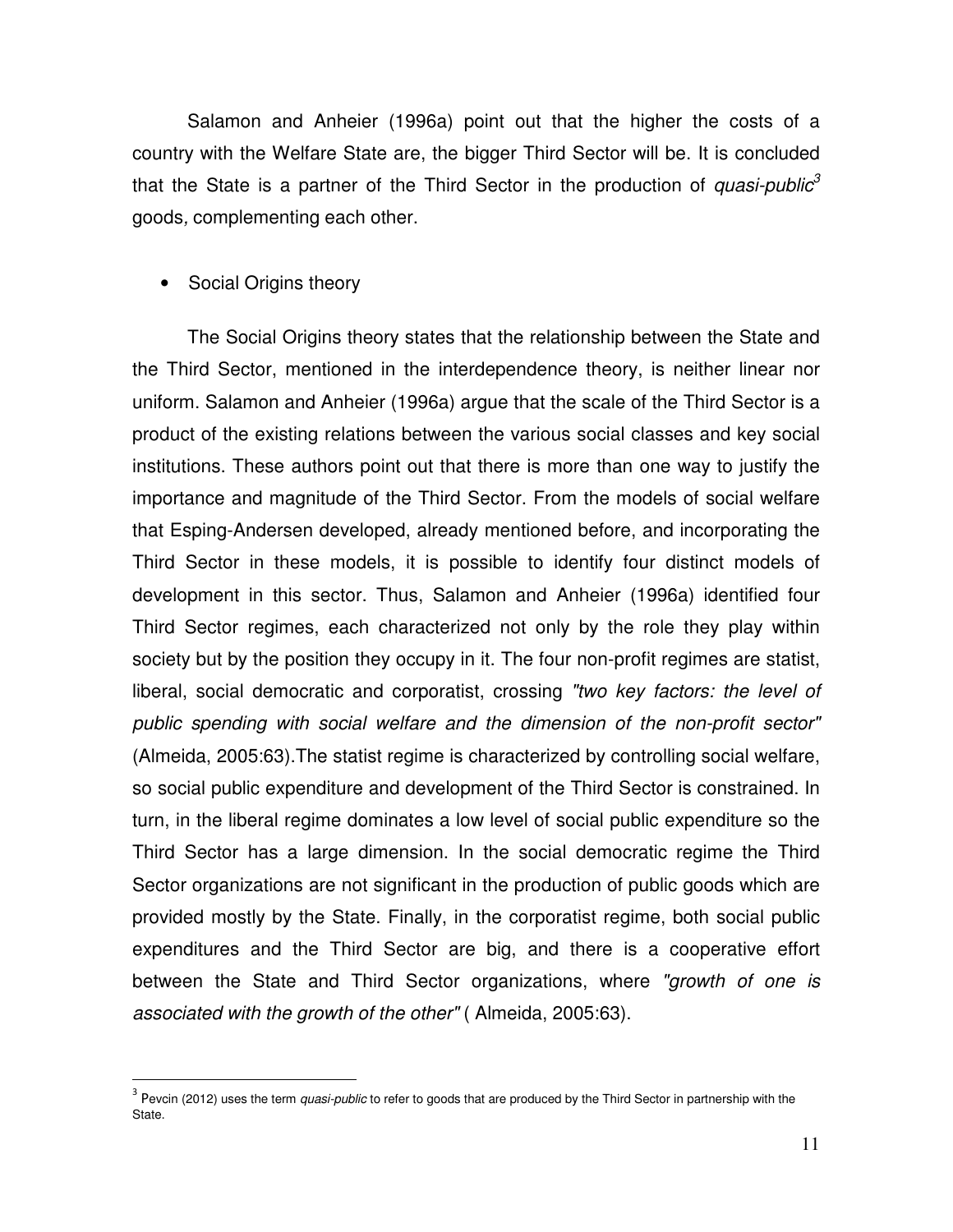Salamon and Anheier (1996a) point out that the higher the costs of a country with the Welfare State are, the bigger Third Sector will be. It is concluded that the State is a partner of the Third Sector in the production of *quasi-public*[3] goods, complementing each other.

- Social Origins theory

The Social Origins theory states that the relationship between the State and the Third Sector, mentioned in the interdependence theory, is neither linear nor uniform. Salamon and Anheier (1996a) argue that the scale of the Third Sector is a product of the existing relations between the various social classes and key social institutions. These authors point out that there is more than one way to justify the importance and magnitude of the Third Sector. From the models of social welfare that Esping-Andersen developed, already mentioned before, and incorporating the Third Sector in these models, it is possible to identify four distinct models of development in this sector. Thus, Salamon and Anheier (1996a) identified four Third Sector regimes, each characterized not only by the role they play within society but by the position they occupy in it. The four non-profit regimes are statist, liberal, social democratic and corporatist, crossing *"two key factors: the level of public spending with social welfare and the dimension of the non-profit sector"* (Almeida, 2005:63).The statist regime is characterized by controlling social welfare, so social public expenditure and development of the Third Sector is constrained. In turn, in the liberal regime dominates a low level of social public expenditure so the Third Sector has a large dimension. In the social democratic regime the Third Sector organizations are not significant in the production of public goods which are provided mostly by the State. Finally, in the corporatist regime, both social public expenditures and the Third Sector are big, and there is a cooperative effort between the State and Third Sector organizations, where *"growth of one is associated with the growth of the other"* ( Almeida, 2005:63).

[3] Pevcin (2012) uses the term *quasi-public* to refer to goods that are produced by the Third Sector in partnership with the State.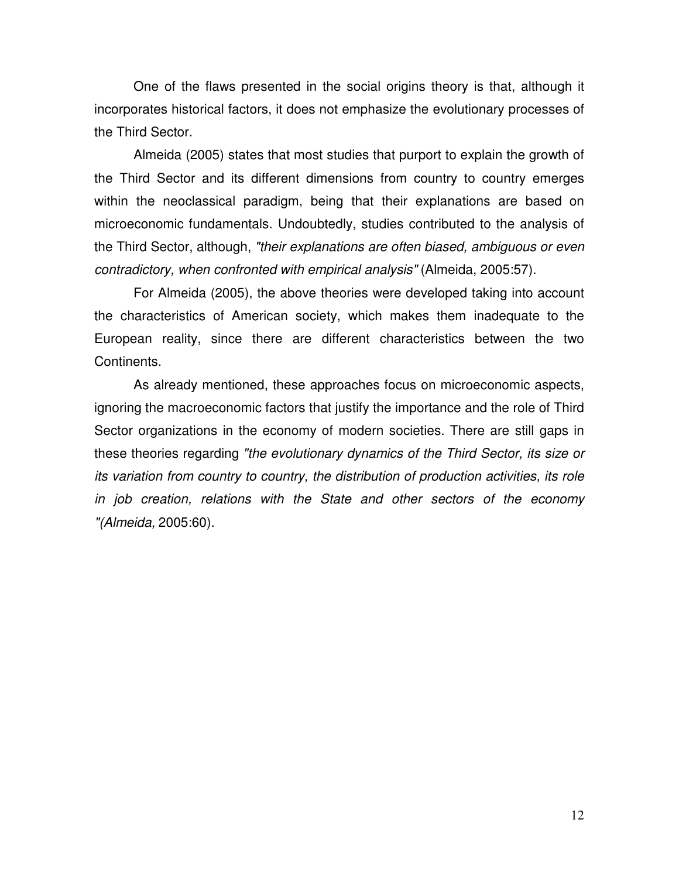One of the flaws presented in the social origins theory is that, although it incorporates historical factors, it does not emphasize the evolutionary processes of the Third Sector.

Almeida (2005) states that most studies that purport to explain the growth of the Third Sector and its different dimensions from country to country emerges within the neoclassical paradigm, being that their explanations are based on microeconomic fundamentals. Undoubtedly, studies contributed to the analysis of the Third Sector, although, *"their explanations are often biased, ambiguous or even contradictory, when confronted with empirical analysis"* (Almeida, 2005:57).

For Almeida (2005), the above theories were developed taking into account the characteristics of American society, which makes them inadequate to the European reality, since there are different characteristics between the two Continents.

As already mentioned, these approaches focus on microeconomic aspects, ignoring the macroeconomic factors that justify the importance and the role of Third Sector organizations in the economy of modern societies. There are still gaps in these theories regarding *"the evolutionary dynamics of the Third Sector, its size or its variation from country to country, the distribution of production activities, its role in job creation, relations with the State and other sectors of the economy "(Almeida,* 2005:60).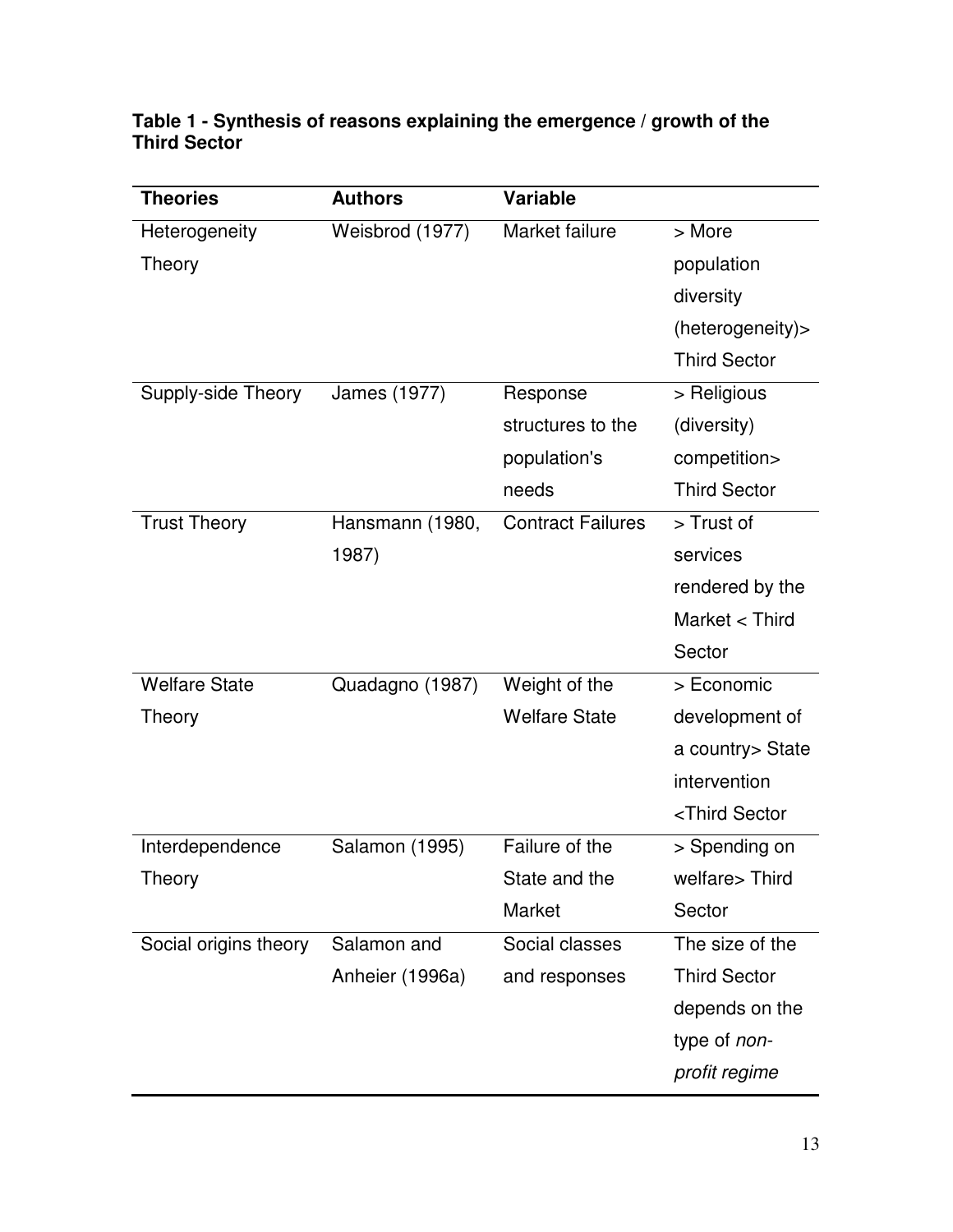**Table 1 - Synthesis of reasons explaining the emergence / growth of the Third Sector**

| Theories | Authors | Variable | |
|---|---|---|---|
| Heterogeneity Theory | Weisbrod (1977) | Market failure | > More population diversity (heterogeneity)> Third Sector |
| Supply-side Theory | James (1977) | Response structures to the population's needs | > Religious (diversity) competition> Third Sector |
| Trust Theory | Hansmann (1980, 1987) | Contract Failures | > Trust of services rendered by the Market < Third Sector |
| Welfare State Theory | Quadagno (1987) | Weight of the Welfare State | > Economic development of a country> State intervention <Third Sector |
| Interdependence Theory | Salamon (1995) | Failure of the State and the Market | > Spending on welfare> Third Sector |
| Social origins theory | Salamon and Anheier (1996a) | Social classes and responses | The size of the Third Sector depends on the type of *non-profit regime* |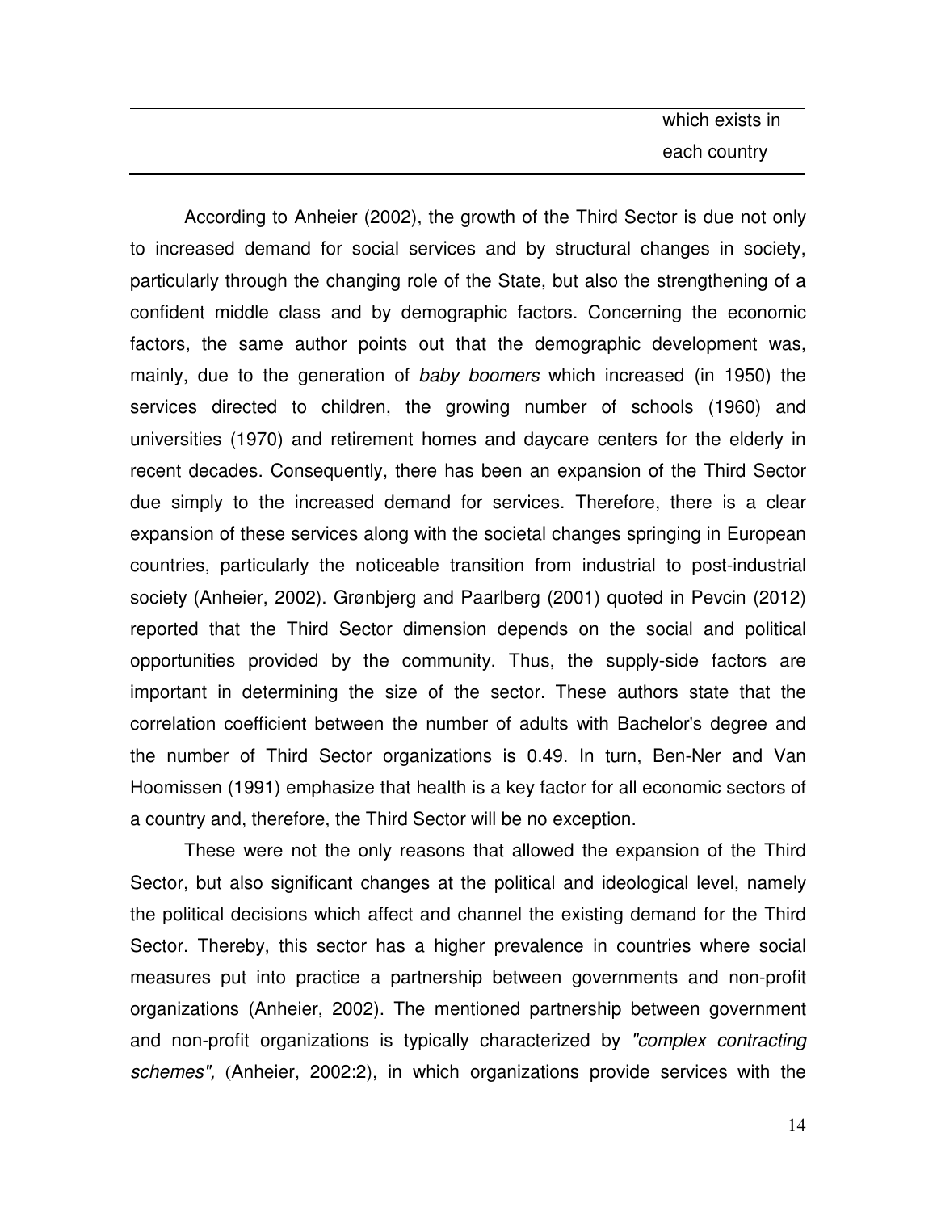| | which exists in each country |
|---|---|

According to Anheier (2002), the growth of the Third Sector is due not only to increased demand for social services and by structural changes in society, particularly through the changing role of the State, but also the strengthening of a confident middle class and by demographic factors. Concerning the economic factors, the same author points out that the demographic development was, mainly, due to the generation of *baby boomers* which increased (in 1950) the services directed to children, the growing number of schools (1960) and universities (1970) and retirement homes and daycare centers for the elderly in recent decades. Consequently, there has been an expansion of the Third Sector due simply to the increased demand for services. Therefore, there is a clear expansion of these services along with the societal changes springing in European countries, particularly the noticeable transition from industrial to post-industrial society (Anheier, 2002). Grønbjerg and Paarlberg (2001) quoted in Pevcin (2012) reported that the Third Sector dimension depends on the social and political opportunities provided by the community. Thus, the supply-side factors are important in determining the size of the sector. These authors state that the correlation coefficient between the number of adults with Bachelor's degree and the number of Third Sector organizations is 0.49. In turn, Ben-Ner and Van Hoomissen (1991) emphasize that health is a key factor for all economic sectors of a country and, therefore, the Third Sector will be no exception.

These were not the only reasons that allowed the expansion of the Third Sector, but also significant changes at the political and ideological level, namely the political decisions which affect and channel the existing demand for the Third Sector. Thereby, this sector has a higher prevalence in countries where social measures put into practice a partnership between governments and non-profit organizations (Anheier, 2002). The mentioned partnership between government and non-profit organizations is typically characterized by *"complex contracting schemes",* (Anheier, 2002:2), in which organizations provide services with the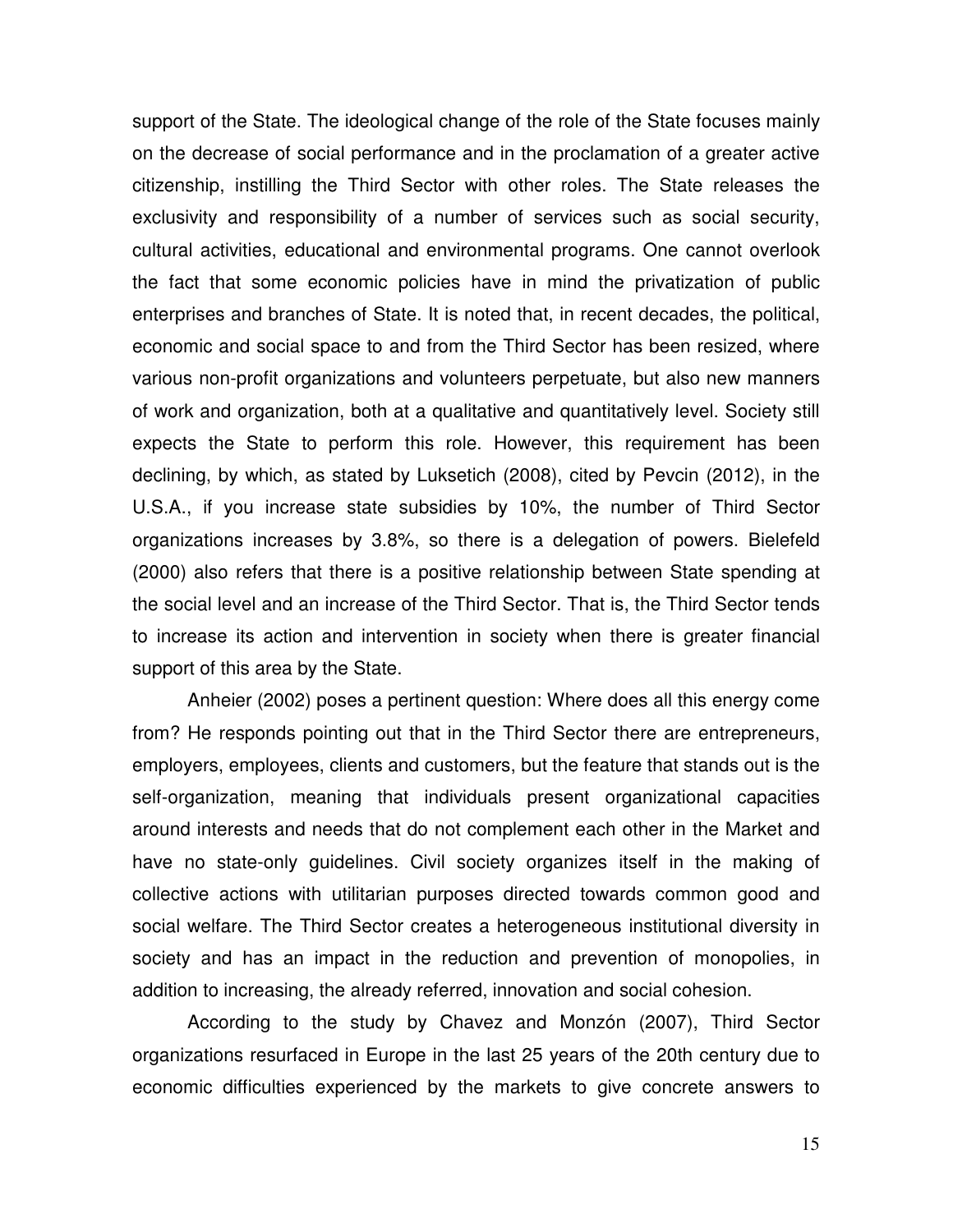support of the State. The ideological change of the role of the State focuses mainly on the decrease of social performance and in the proclamation of a greater active citizenship, instilling the Third Sector with other roles. The State releases the exclusivity and responsibility of a number of services such as social security, cultural activities, educational and environmental programs. One cannot overlook the fact that some economic policies have in mind the privatization of public enterprises and branches of State. It is noted that, in recent decades, the political, economic and social space to and from the Third Sector has been resized, where various non-profit organizations and volunteers perpetuate, but also new manners of work and organization, both at a qualitative and quantitatively level. Society still expects the State to perform this role. However, this requirement has been declining, by which, as stated by Luksetich (2008), cited by Pevcin (2012), in the U.S.A., if you increase state subsidies by 10%, the number of Third Sector organizations increases by 3.8%, so there is a delegation of powers. Bielefeld (2000) also refers that there is a positive relationship between State spending at the social level and an increase of the Third Sector. That is, the Third Sector tends to increase its action and intervention in society when there is greater financial support of this area by the State.

Anheier (2002) poses a pertinent question: Where does all this energy come from? He responds pointing out that in the Third Sector there are entrepreneurs, employers, employees, clients and customers, but the feature that stands out is the self-organization, meaning that individuals present organizational capacities around interests and needs that do not complement each other in the Market and have no state-only guidelines. Civil society organizes itself in the making of collective actions with utilitarian purposes directed towards common good and social welfare. The Third Sector creates a heterogeneous institutional diversity in society and has an impact in the reduction and prevention of monopolies, in addition to increasing, the already referred, innovation and social cohesion.

According to the study by Chavez and Monzón (2007), Third Sector organizations resurfaced in Europe in the last 25 years of the 20th century due to economic difficulties experienced by the markets to give concrete answers to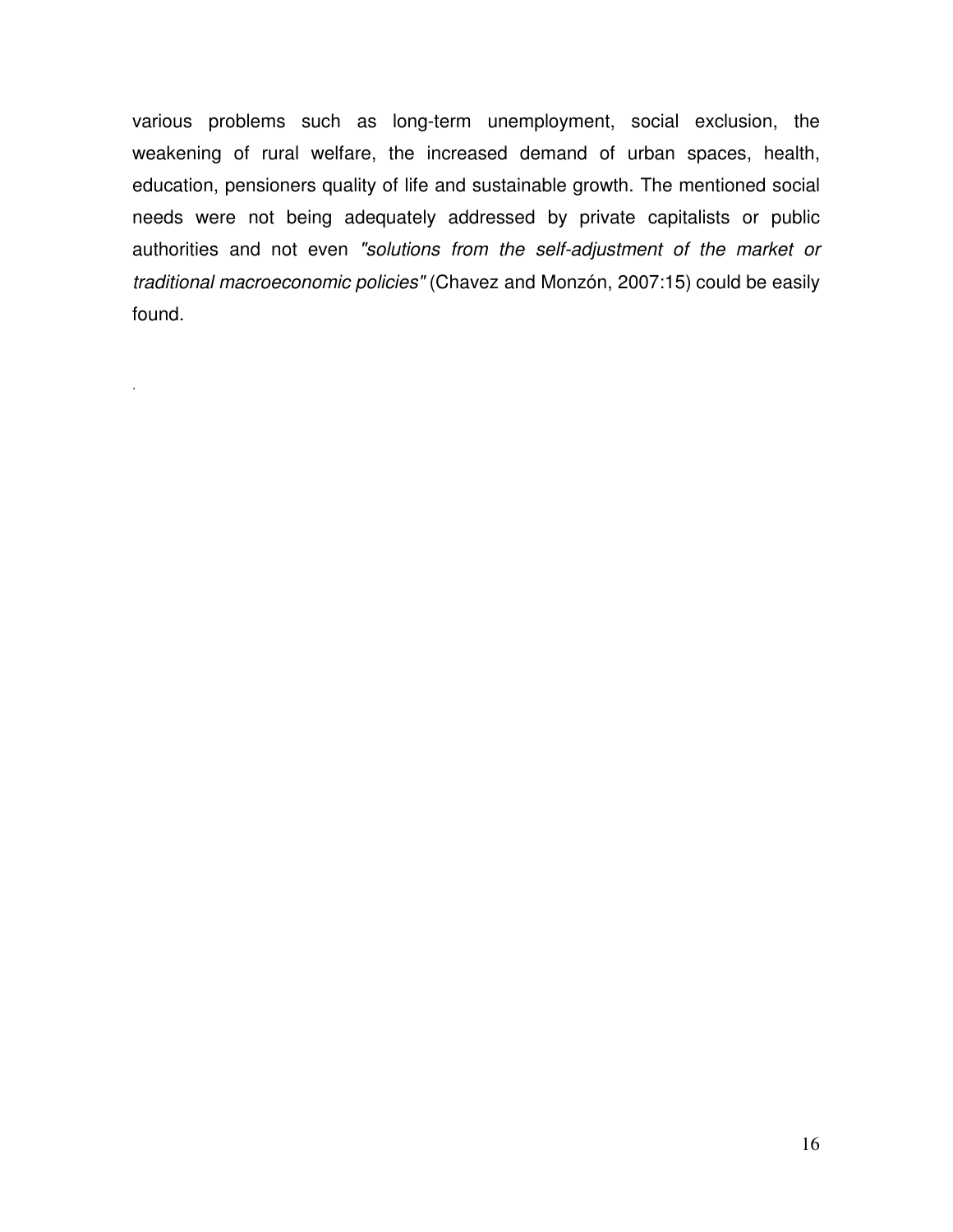various problems such as long-term unemployment, social exclusion, the weakening of rural welfare, the increased demand of urban spaces, health, education, pensioners quality of life and sustainable growth. The mentioned social needs were not being adequately addressed by private capitalists or public authorities and not even *"solutions from the self-adjustment of the market or traditional macroeconomic policies"* (Chavez and Monzón, 2007:15) could be easily found.

.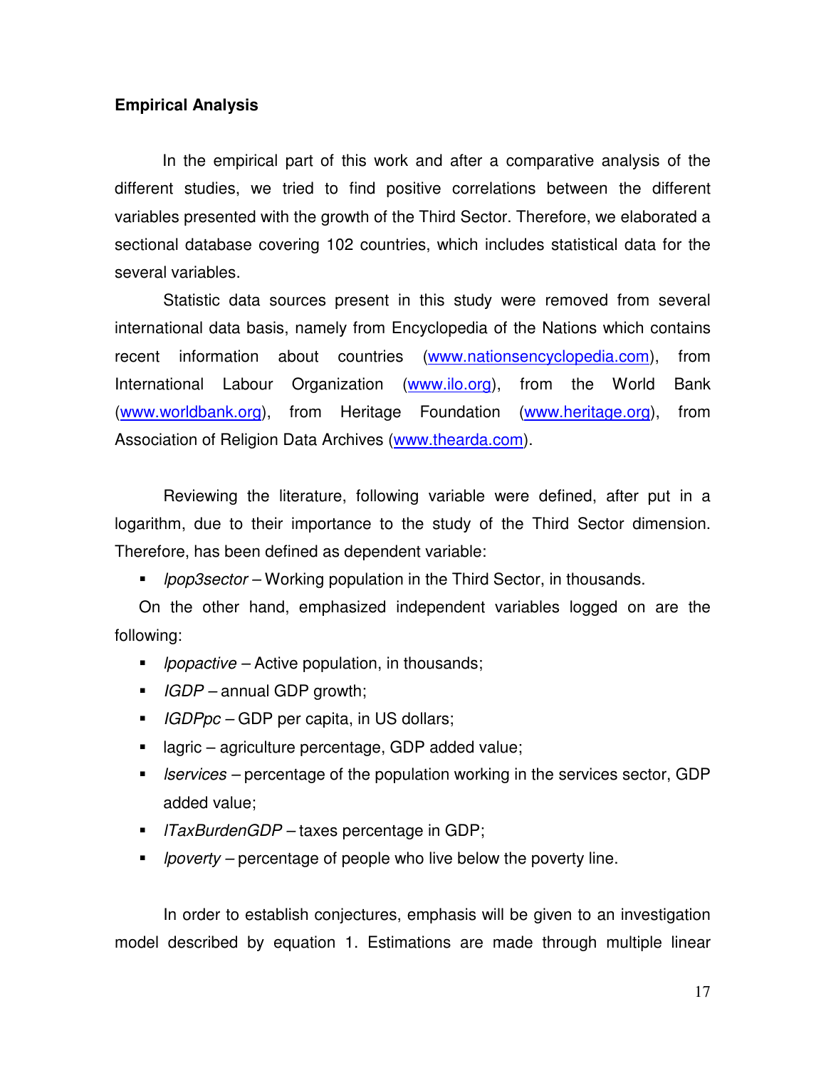**Empirical Analysis**

In the empirical part of this work and after a comparative analysis of the different studies, we tried to find positive correlations between the different variables presented with the growth of the Third Sector. Therefore, we elaborated a sectional database covering 102 countries, which includes statistical data for the several variables.

Statistic data sources present in this study were removed from several international data basis, namely from Encyclopedia of the Nations which contains recent information about countries (www.nationsencyclopedia.com), from International Labour Organization (www.ilo.org), from the World Bank (www.worldbank.org), from Heritage Foundation (www.heritage.org), from Association of Religion Data Archives (www.thearda.com).

Reviewing the literature, following variable were defined, after put in a logarithm, due to their importance to the study of the Third Sector dimension. Therefore, has been defined as dependent variable:

- *lpop3sector* – Working population in the Third Sector, in thousands.

On the other hand, emphasized independent variables logged on are the following:

- *lpopactive* – Active population, in thousands;
- *lGDP* – annual GDP growth;
- *lGDPpc* – GDP per capita, in US dollars;
- lagric – agriculture percentage, GDP added value;
- *lservices* – percentage of the population working in the services sector, GDP added value;
- *lTaxBurdenGDP* – taxes percentage in GDP;
- *lpoverty* – percentage of people who live below the poverty line.

In order to establish conjectures, emphasis will be given to an investigation model described by equation 1. Estimations are made through multiple linear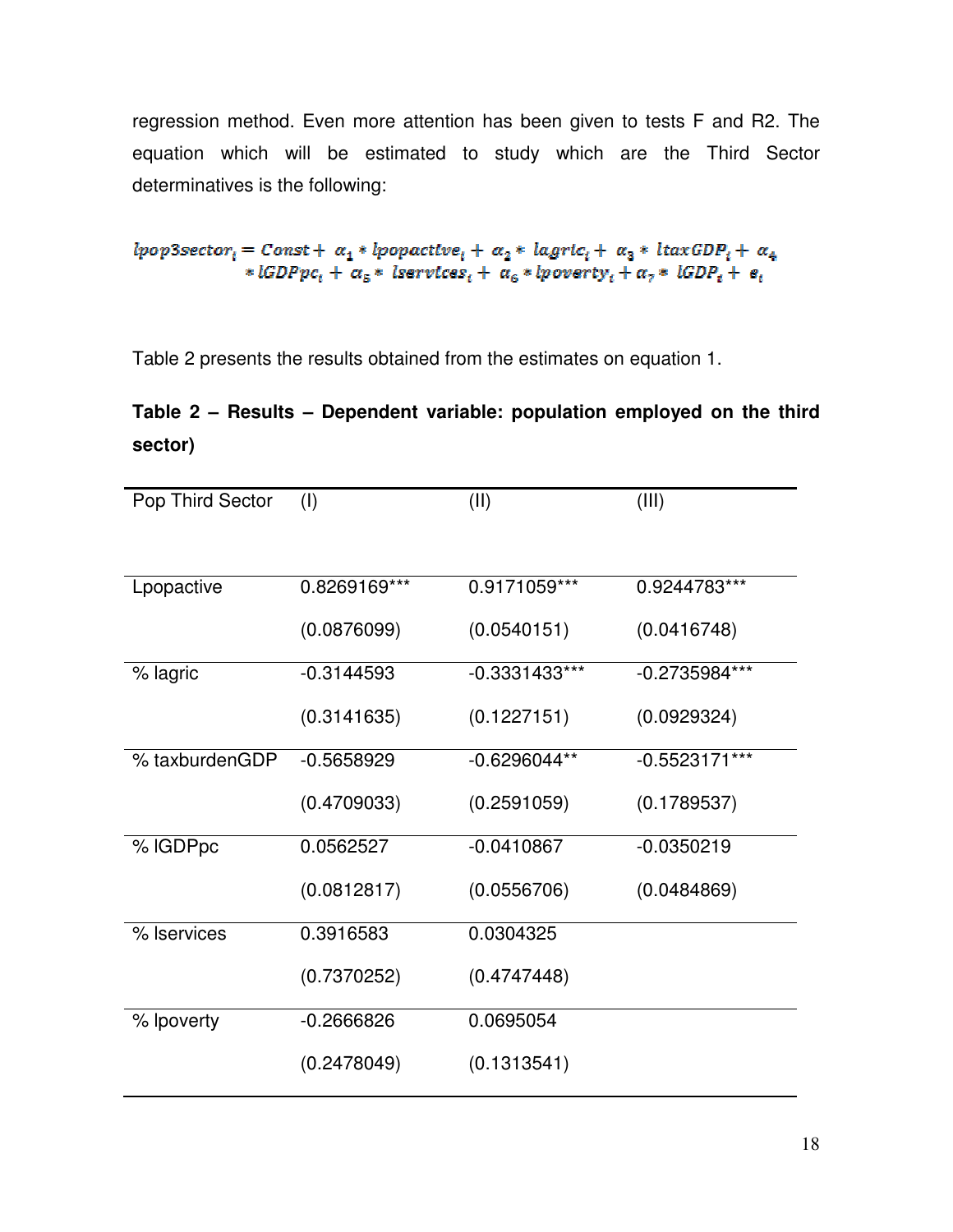regression method. Even more attention has been given to tests F and R2. The equation which will be estimated to study which are the Third Sector determinatives is the following:

$$lpop3sector_i = Const + \alpha_1 * lpopactive_i + \alpha_2 * lagric_i + \alpha_3 * ltaxGDP_i + \alpha_4 * lGDPpc_i + \alpha_5 * lservices_i + \alpha_6 * lpoverty_i + \alpha_7 * lGDP_i + e_i$$

Table 2 presents the results obtained from the estimates on equation 1.

**Table 2 – Results – Dependent variable: population employed on the third sector)**

| Pop Third Sector | (I) | (II) | (III) |
|---|---|---|---|
| Lpopactive | 0.8269169*** | 0.9171059*** | 0.9244783*** |
| | (0.0876099) | (0.0540151) | (0.0416748) |
| % lagric | -0.3144593 | -0.3331433*** | -0.2735984*** |
| | (0.3141635) | (0.1227151) | (0.0929324) |
| % taxburdenGDP | -0.5658929 | -0.6296044** | -0.5523171*** |
| | (0.4709033) | (0.2591059) | (0.1789537) |
| % lGDPpc | 0.0562527 | -0.0410867 | -0.0350219 |
| | (0.0812817) | (0.0556706) | (0.0484869) |
| % lservices | 0.3916583 | 0.0304325 | |
| | (0.7370252) | (0.4747448) | |
| % lpoverty | -0.2666826 | 0.0695054 | |
| | (0.2478049) | (0.1313541) | |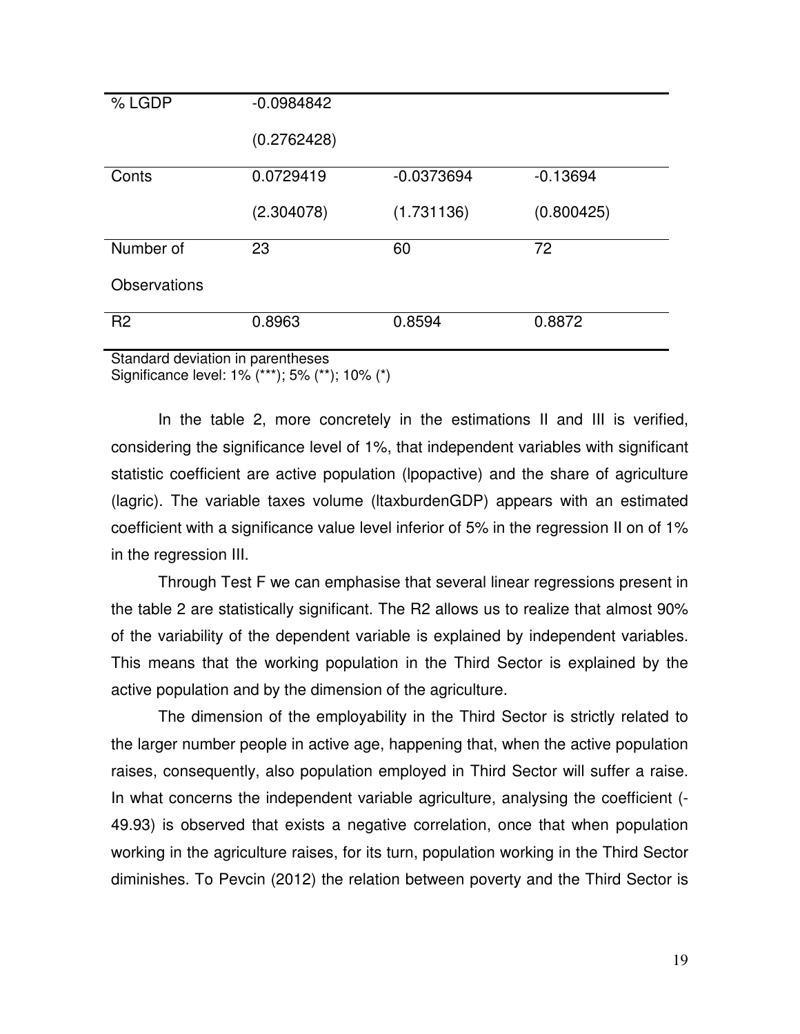| | | | |
|---|---|---|---|
| % LGDP | -0.0984842 | | |
| | (0.2762428) | | |
| Conts | 0.0729419 | -0.0373694 | -0.13694 |
| | (2.304078) | (1.731136) | (0.800425) |
| Number of Observations | 23 | 60 | 72 |
| R2 | 0.8963 | 0.8594 | 0.8872 |

Standard deviation in parentheses
Significance level: 1% (***); 5% (**); 10% (*)

In the table 2, more concretely in the estimations II and III is verified, considering the significance level of 1%, that independent variables with significant statistic coefficient are active population (lpopactive) and the share of agriculture (lagric). The variable taxes volume (ltaxburdenGDP) appears with an estimated coefficient with a significance value level inferior of 5% in the regression II on of 1% in the regression III.

Through Test F we can emphasise that several linear regressions present in the table 2 are statistically significant. The R2 allows us to realize that almost 90% of the variability of the dependent variable is explained by independent variables. This means that the working population in the Third Sector is explained by the active population and by the dimension of the agriculture.

The dimension of the employability in the Third Sector is strictly related to the larger number people in active age, happening that, when the active population raises, consequently, also population employed in Third Sector will suffer a raise. In what concerns the independent variable agriculture, analysing the coefficient (-49.93) is observed that exists a negative correlation, once that when population working in the agriculture raises, for its turn, population working in the Third Sector diminishes. To Pevcin (2012) the relation between poverty and the Third Sector is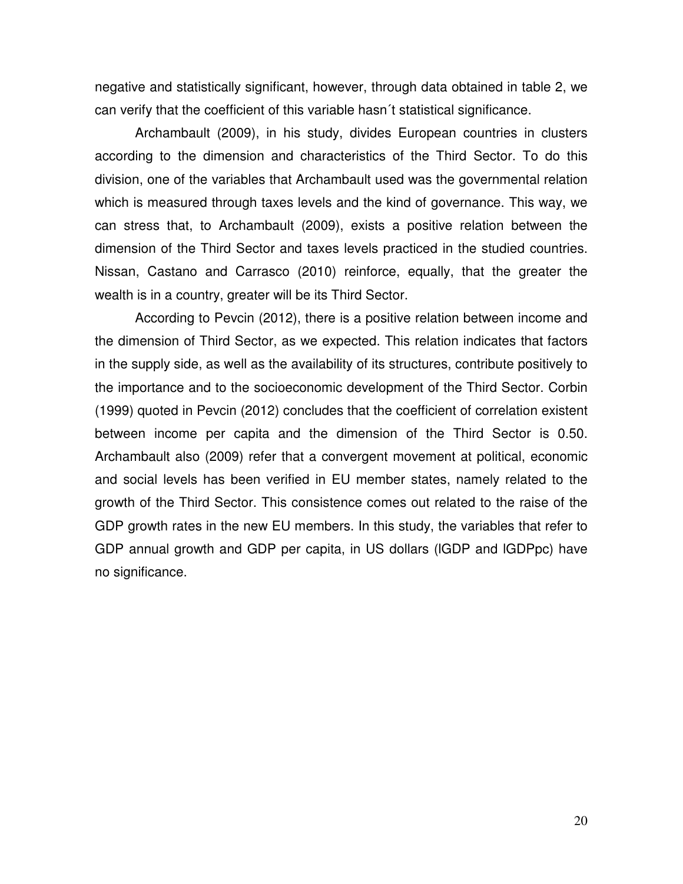negative and statistically significant, however, through data obtained in table 2, we can verify that the coefficient of this variable hasn´t statistical significance.

Archambault (2009), in his study, divides European countries in clusters according to the dimension and characteristics of the Third Sector. To do this division, one of the variables that Archambault used was the governmental relation which is measured through taxes levels and the kind of governance. This way, we can stress that, to Archambault (2009), exists a positive relation between the dimension of the Third Sector and taxes levels practiced in the studied countries. Nissan, Castano and Carrasco (2010) reinforce, equally, that the greater the wealth is in a country, greater will be its Third Sector.

According to Pevcin (2012), there is a positive relation between income and the dimension of Third Sector, as we expected. This relation indicates that factors in the supply side, as well as the availability of its structures, contribute positively to the importance and to the socioeconomic development of the Third Sector. Corbin (1999) quoted in Pevcin (2012) concludes that the coefficient of correlation existent between income per capita and the dimension of the Third Sector is 0.50. Archambault also (2009) refer that a convergent movement at political, economic and social levels has been verified in EU member states, namely related to the growth of the Third Sector. This consistence comes out related to the raise of the GDP growth rates in the new EU members. In this study, the variables that refer to GDP annual growth and GDP per capita, in US dollars (lGDP and lGDPpc) have no significance.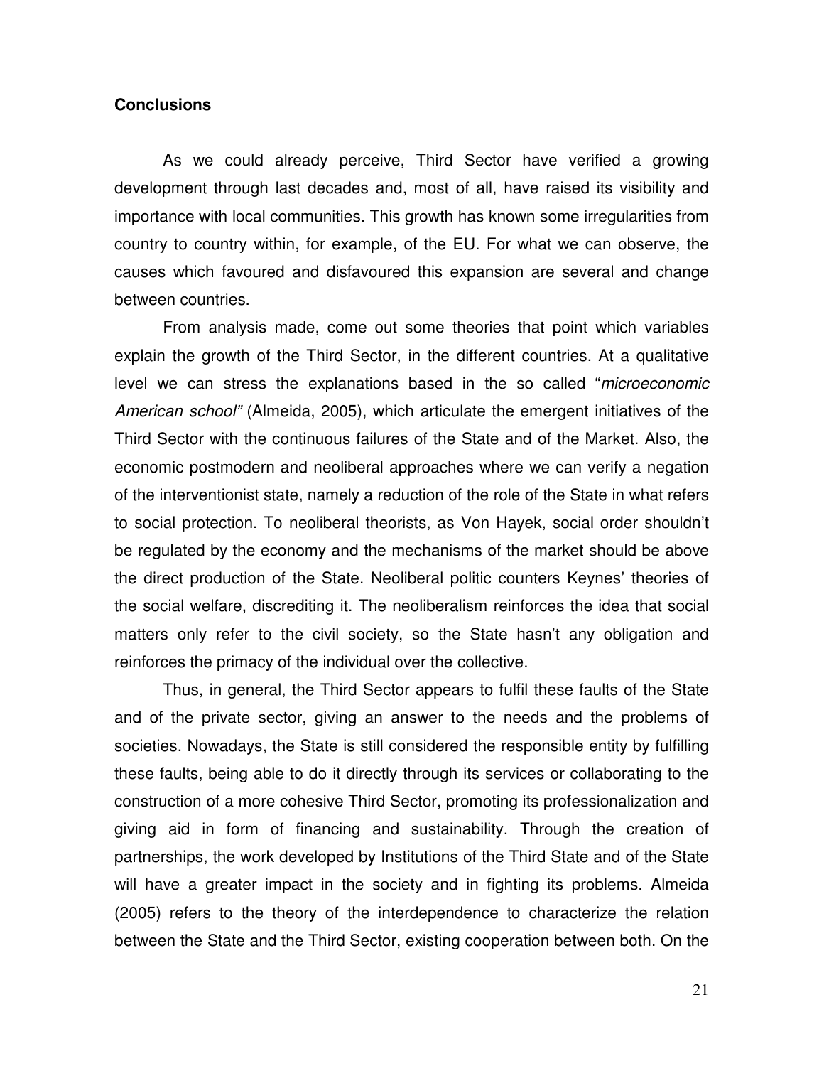**Conclusions**

As we could already perceive, Third Sector have verified a growing development through last decades and, most of all, have raised its visibility and importance with local communities. This growth has known some irregularities from country to country within, for example, of the EU. For what we can observe, the causes which favoured and disfavoured this expansion are several and change between countries.

From analysis made, come out some theories that point which variables explain the growth of the Third Sector, in the different countries. At a qualitative level we can stress the explanations based in the so called "*microeconomic American school"* (Almeida, 2005), which articulate the emergent initiatives of the Third Sector with the continuous failures of the State and of the Market. Also, the economic postmodern and neoliberal approaches where we can verify a negation of the interventionist state, namely a reduction of the role of the State in what refers to social protection. To neoliberal theorists, as Von Hayek, social order shouldn't be regulated by the economy and the mechanisms of the market should be above the direct production of the State. Neoliberal politic counters Keynes' theories of the social welfare, discrediting it. The neoliberalism reinforces the idea that social matters only refer to the civil society, so the State hasn't any obligation and reinforces the primacy of the individual over the collective.

Thus, in general, the Third Sector appears to fulfil these faults of the State and of the private sector, giving an answer to the needs and the problems of societies. Nowadays, the State is still considered the responsible entity by fulfilling these faults, being able to do it directly through its services or collaborating to the construction of a more cohesive Third Sector, promoting its professionalization and giving aid in form of financing and sustainability. Through the creation of partnerships, the work developed by Institutions of the Third State and of the State will have a greater impact in the society and in fighting its problems. Almeida (2005) refers to the theory of the interdependence to characterize the relation between the State and the Third Sector, existing cooperation between both. On the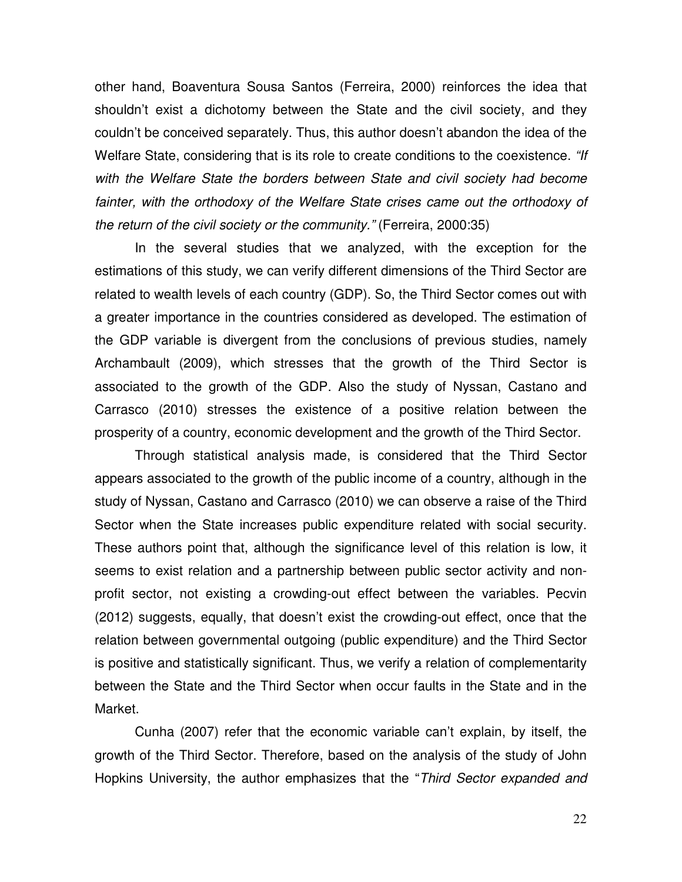other hand, Boaventura Sousa Santos (Ferreira, 2000) reinforces the idea that shouldn't exist a dichotomy between the State and the civil society, and they couldn't be conceived separately. Thus, this author doesn't abandon the idea of the Welfare State, considering that is its role to create conditions to the coexistence. *"If with the Welfare State the borders between State and civil society had become fainter, with the orthodoxy of the Welfare State crises came out the orthodoxy of the return of the civil society or the community."* (Ferreira, 2000:35)

In the several studies that we analyzed, with the exception for the estimations of this study, we can verify different dimensions of the Third Sector are related to wealth levels of each country (GDP). So, the Third Sector comes out with a greater importance in the countries considered as developed. The estimation of the GDP variable is divergent from the conclusions of previous studies, namely Archambault (2009), which stresses that the growth of the Third Sector is associated to the growth of the GDP. Also the study of Nyssan, Castano and Carrasco (2010) stresses the existence of a positive relation between the prosperity of a country, economic development and the growth of the Third Sector.

Through statistical analysis made, is considered that the Third Sector appears associated to the growth of the public income of a country, although in the study of Nyssan, Castano and Carrasco (2010) we can observe a raise of the Third Sector when the State increases public expenditure related with social security. These authors point that, although the significance level of this relation is low, it seems to exist relation and a partnership between public sector activity and non-profit sector, not existing a crowding-out effect between the variables. Pecvin (2012) suggests, equally, that doesn't exist the crowding-out effect, once that the relation between governmental outgoing (public expenditure) and the Third Sector is positive and statistically significant. Thus, we verify a relation of complementarity between the State and the Third Sector when occur faults in the State and in the Market.

Cunha (2007) refer that the economic variable can't explain, by itself, the growth of the Third Sector. Therefore, based on the analysis of the study of John Hopkins University, the author emphasizes that the "*Third Sector expanded and*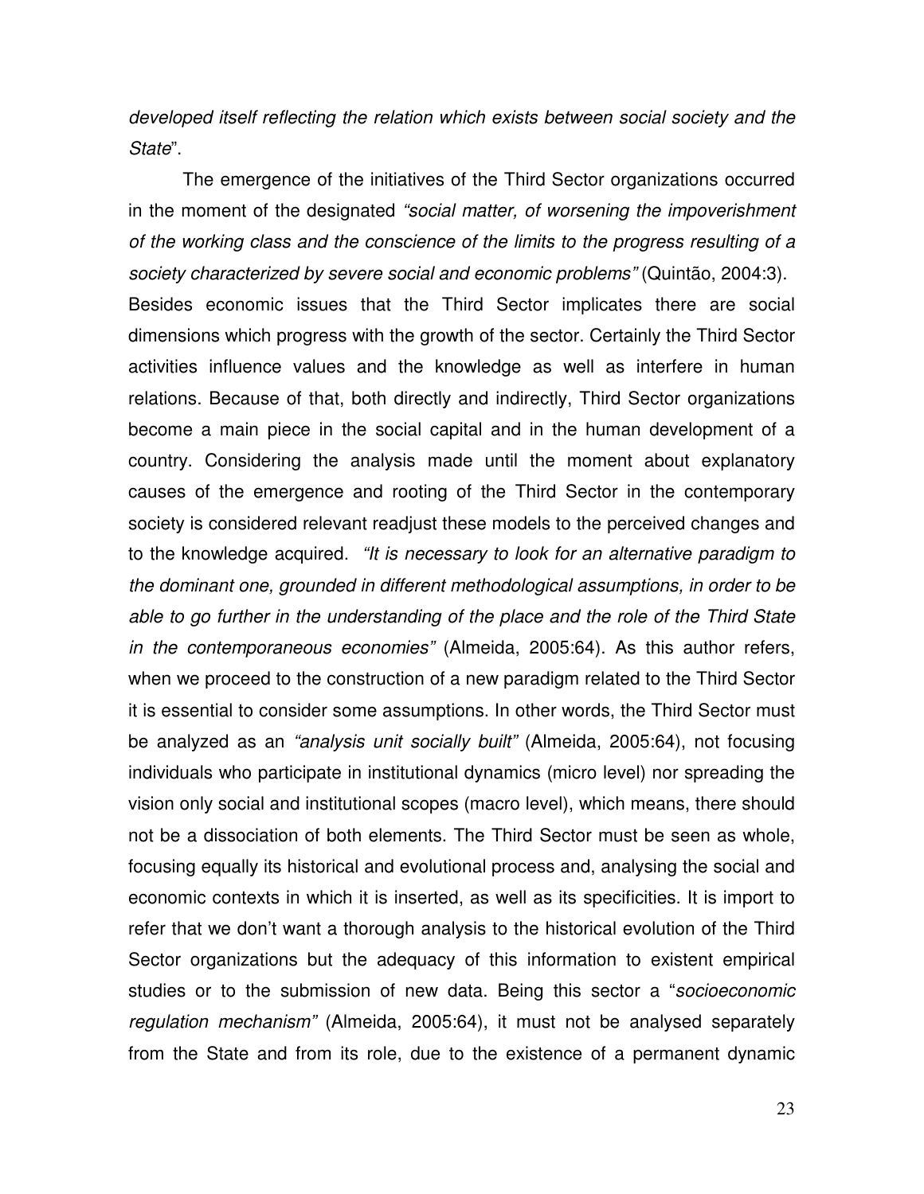*developed itself reflecting the relation which exists between social society and the State*".

The emergence of the initiatives of the Third Sector organizations occurred in the moment of the designated *"social matter, of worsening the impoverishment of the working class and the conscience of the limits to the progress resulting of a society characterized by severe social and economic problems"* (Quintão, 2004:3). Besides economic issues that the Third Sector implicates there are social dimensions which progress with the growth of the sector. Certainly the Third Sector activities influence values and the knowledge as well as interfere in human relations. Because of that, both directly and indirectly, Third Sector organizations become a main piece in the social capital and in the human development of a country. Considering the analysis made until the moment about explanatory causes of the emergence and rooting of the Third Sector in the contemporary society is considered relevant readjust these models to the perceived changes and to the knowledge acquired. *"It is necessary to look for an alternative paradigm to the dominant one, grounded in different methodological assumptions, in order to be able to go further in the understanding of the place and the role of the Third State in the contemporaneous economies"* (Almeida, 2005:64). As this author refers, when we proceed to the construction of a new paradigm related to the Third Sector it is essential to consider some assumptions. In other words, the Third Sector must be analyzed as an *"analysis unit socially built"* (Almeida, 2005:64), not focusing individuals who participate in institutional dynamics (micro level) nor spreading the vision only social and institutional scopes (macro level), which means, there should not be a dissociation of both elements. The Third Sector must be seen as whole, focusing equally its historical and evolutional process and, analysing the social and economic contexts in which it is inserted, as well as its specificities. It is import to refer that we don't want a thorough analysis to the historical evolution of the Third Sector organizations but the adequacy of this information to existent empirical studies or to the submission of new data. Being this sector a "*socioeconomic regulation mechanism"* (Almeida, 2005:64), it must not be analysed separately from the State and from its role, due to the existence of a permanent dynamic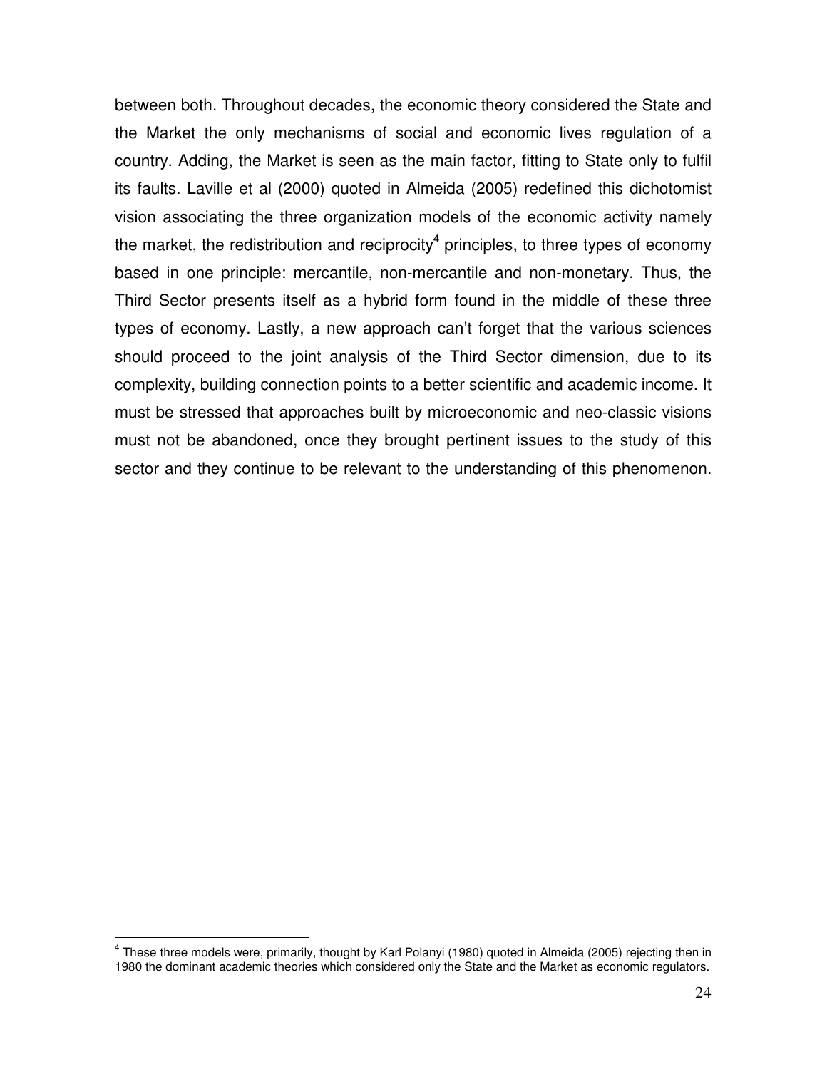between both. Throughout decades, the economic theory considered the State and the Market the only mechanisms of social and economic lives regulation of a country. Adding, the Market is seen as the main factor, fitting to State only to fulfil its faults. Laville et al (2000) quoted in Almeida (2005) redefined this dichotomist vision associating the three organization models of the economic activity namely the market, the redistribution and reciprocity[4] principles, to three types of economy based in one principle: mercantile, non-mercantile and non-monetary. Thus, the Third Sector presents itself as a hybrid form found in the middle of these three types of economy. Lastly, a new approach can't forget that the various sciences should proceed to the joint analysis of the Third Sector dimension, due to its complexity, building connection points to a better scientific and academic income. It must be stressed that approaches built by microeconomic and neo-classic visions must not be abandoned, once they brought pertinent issues to the study of this sector and they continue to be relevant to the understanding of this phenomenon.

---

[4] These three models were, primarily, thought by Karl Polanyi (1980) quoted in Almeida (2005) rejecting then in 1980 the dominant academic theories which considered only the State and the Market as economic regulators.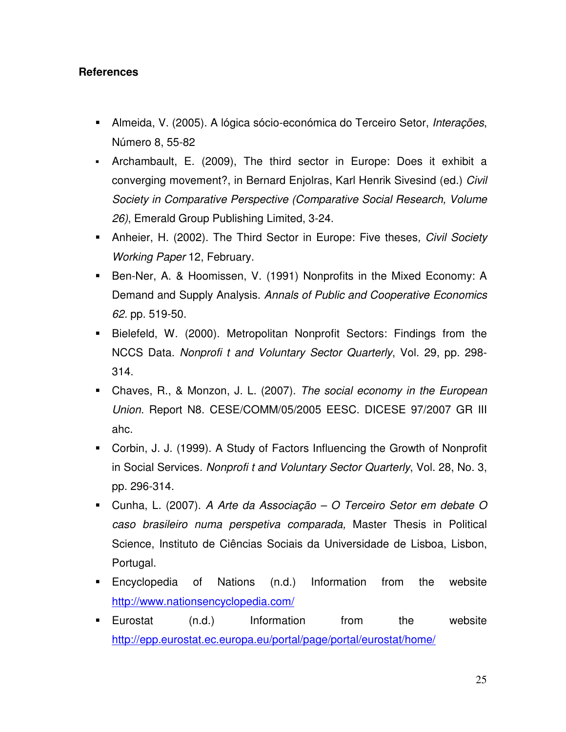**References**

- Almeida, V. (2005). A lógica sócio-económica do Terceiro Setor, *Interações*, Número 8, 55-82
- Archambault, E. (2009), The third sector in Europe: Does it exhibit a converging movement?, in Bernard Enjolras, Karl Henrik Sivesind (ed.) *Civil Society in Comparative Perspective (Comparative Social Research, Volume 26)*, Emerald Group Publishing Limited, 3-24.
- Anheier, H. (2002). The Third Sector in Europe: Five theses*, Civil Society Working Paper* 12, February.
- Ben-Ner, A. & Hoomissen, V. (1991) Nonprofits in the Mixed Economy: A Demand and Supply Analysis. *Annals of Public and Cooperative Economics 62*. pp. 519-50.
- Bielefeld, W. (2000). Metropolitan Nonprofit Sectors: Findings from the NCCS Data. *Nonprofi t and Voluntary Sector Quarterly*, Vol. 29, pp. 298-314.
- Chaves, R., & Monzon, J. L. (2007). *The social economy in the European Union.* Report N8. CESE/COMM/05/2005 EESC. DICESE 97/2007 GR III ahc.
- Corbin, J. J. (1999). A Study of Factors Influencing the Growth of Nonprofit in Social Services. *Nonprofi t and Voluntary Sector Quarterly*, Vol. 28, No. 3, pp. 296-314.
- Cunha, L. (2007). *A Arte da Associação – O Terceiro Setor em debate O caso brasileiro numa perspetiva comparada,* Master Thesis in Political Science, Instituto de Ciências Sociais da Universidade de Lisboa, Lisbon, Portugal.
- Encyclopedia of Nations (n.d.) Information from the website http://www.nationsencyclopedia.com/
- Eurostat (n.d.) Information from the website http://epp.eurostat.ec.europa.eu/portal/page/portal/eurostat/home/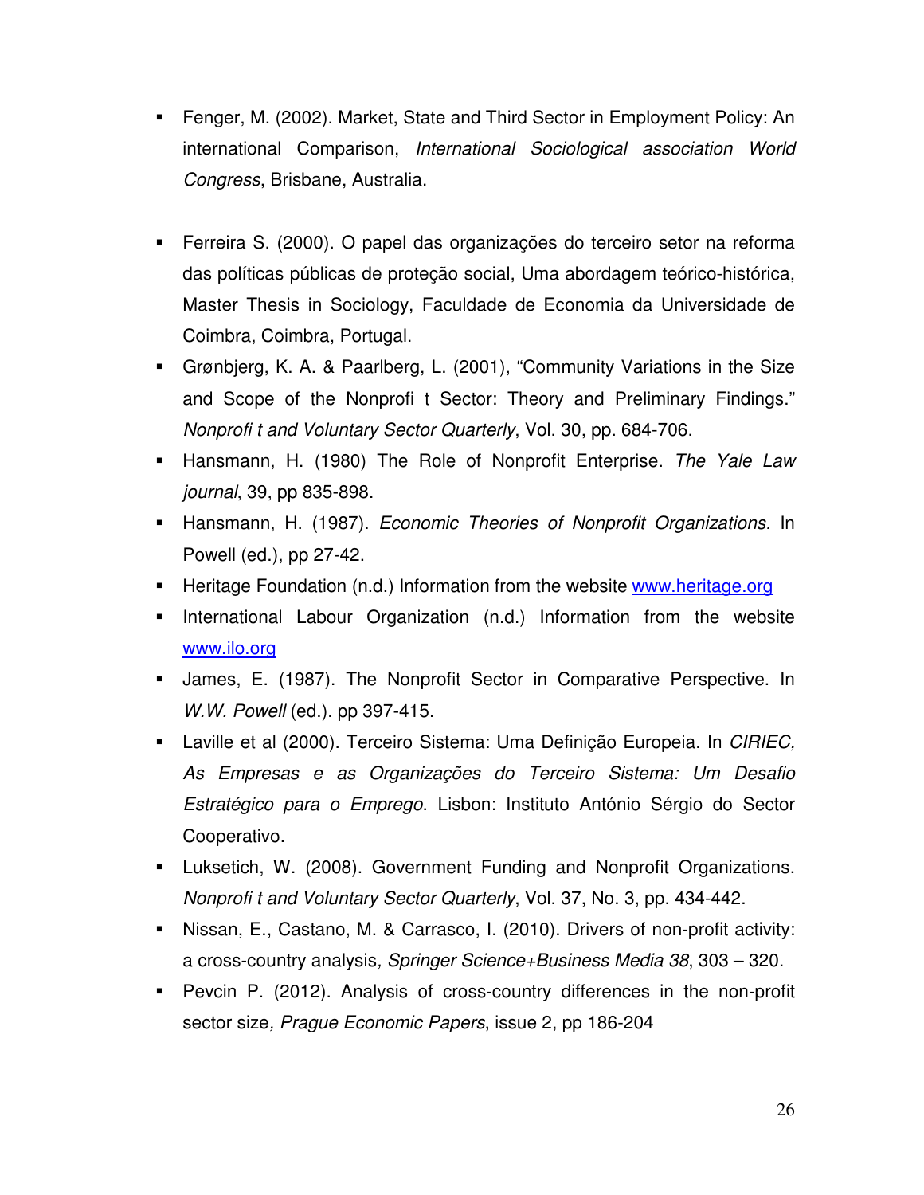- Fenger, M. (2002). Market, State and Third Sector in Employment Policy: An international Comparison, *International Sociological association World Congress*, Brisbane, Australia.

- Ferreira S. (2000). O papel das organizações do terceiro setor na reforma das políticas públicas de proteção social, Uma abordagem teórico-histórica, Master Thesis in Sociology, Faculdade de Economia da Universidade de Coimbra, Coimbra, Portugal.
- Grønbjerg, K. A. & Paarlberg, L. (2001), "Community Variations in the Size and Scope of the Nonprofi t Sector: Theory and Preliminary Findings." *Nonprofi t and Voluntary Sector Quarterly*, Vol. 30, pp. 684-706.
- Hansmann, H. (1980) The Role of Nonprofit Enterprise. *The Yale Law journal*, 39, pp 835-898.
- Hansmann, H. (1987). *Economic Theories of Nonprofit Organizations.* In Powell (ed.), pp 27-42.
- Heritage Foundation (n.d.) Information from the website [www.heritage.org](www.heritage.org)
- International Labour Organization (n.d.) Information from the website [www.ilo.org](www.ilo.org)
- James, E. (1987). The Nonprofit Sector in Comparative Perspective. In *W.W. Powell* (ed.). pp 397-415.
- Laville et al (2000). Terceiro Sistema: Uma Definição Europeia. In *CIRIEC, As Empresas e as Organizações do Terceiro Sistema: Um Desafio Estratégico para o Emprego*. Lisbon: Instituto António Sérgio do Sector Cooperativo.
- Luksetich, W. (2008). Government Funding and Nonprofit Organizations. *Nonprofi t and Voluntary Sector Quarterly*, Vol. 37, No. 3, pp. 434-442.
- Nissan, E., Castano, M. & Carrasco, I. (2010). Drivers of non-profit activity: a cross-country analysis*, Springer Science+Business Media 38*, 303 – 320.
- Pevcin P. (2012). Analysis of cross-country differences in the non-profit sector size*, Prague Economic Papers*, issue 2, pp 186-204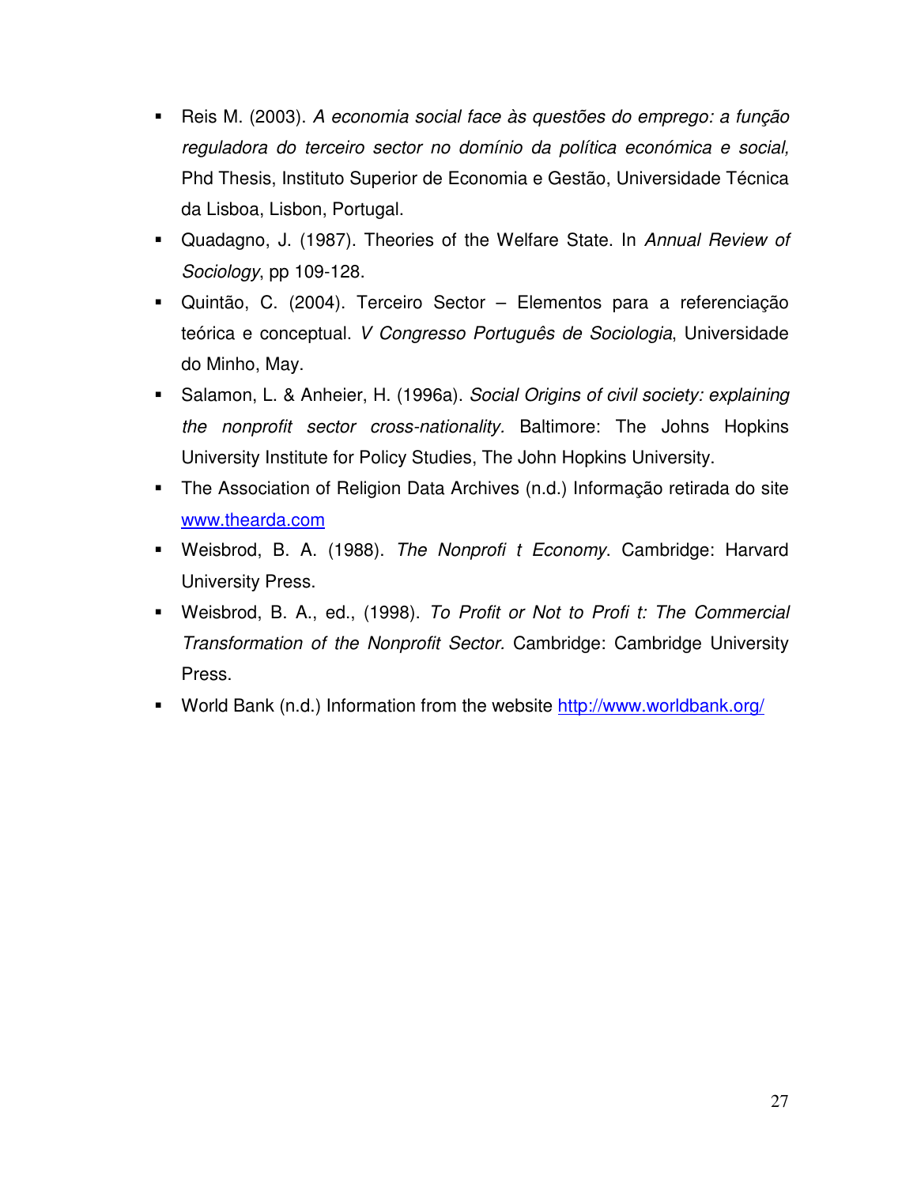- Reis M. (2003). *A economia social face às questões do emprego: a função reguladora do terceiro sector no domínio da política económica e social,* Phd Thesis, Instituto Superior de Economia e Gestão, Universidade Técnica da Lisboa, Lisbon, Portugal.
- Quadagno, J. (1987). Theories of the Welfare State. In *Annual Review of Sociology*, pp 109-128.
- Quintão, C. (2004). Terceiro Sector – Elementos para a referenciação teórica e conceptual. *V Congresso Português de Sociologia*, Universidade do Minho, May.
- Salamon, L. & Anheier, H. (1996a). *Social Origins of civil society: explaining the nonprofit sector cross-nationality.* Baltimore: The Johns Hopkins University Institute for Policy Studies, The John Hopkins University.
- The Association of Religion Data Archives (n.d.) Informação retirada do site [www.thearda.com](www.thearda.com)
- Weisbrod, B. A. (1988). *The Nonprofi t Economy*. Cambridge: Harvard University Press.
- Weisbrod, B. A., ed., (1998). *To Profit or Not to Profi t: The Commercial Transformation of the Nonprofit Sector.* Cambridge: Cambridge University Press.
- World Bank (n.d.) Information from the website [http://www.worldbank.org/](http://www.worldbank.org/)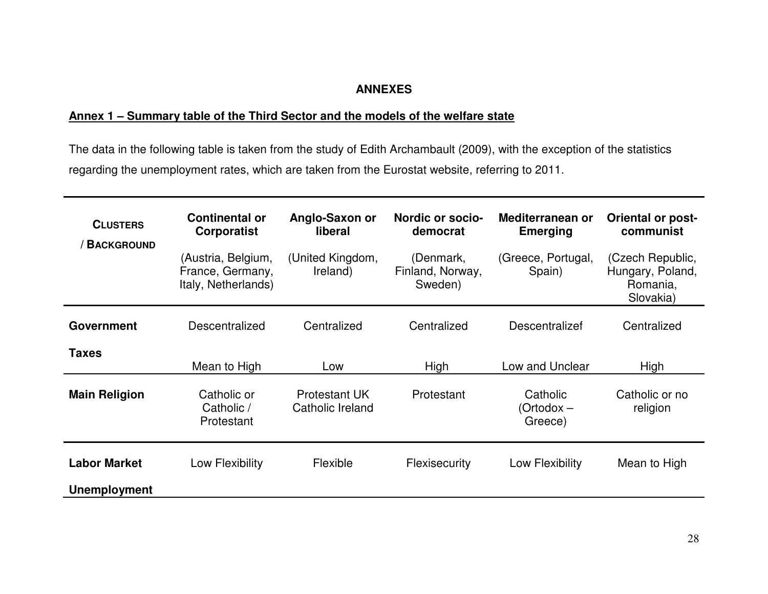## ANNEXES

### Annex 1 – Summary table of the Third Sector and the models of the welfare state

The data in the following table is taken from the study of Edith Archambault (2009), with the exception of the statistics regarding the unemployment rates, which are taken from the Eurostat website, referring to 2011.

| CLUSTERS / BACKGROUND | Continental or Corporatist (Austria, Belgium, France, Germany, Italy, Netherlands) | Anglo-Saxon or liberal (United Kingdom, Ireland) | Nordic or socio-democrat (Denmark, Finland, Norway, Sweden) | Mediterranean or Emerging (Greece, Portugal, Spain) | Oriental or post-communist (Czech Republic, Hungary, Poland, Romania, Slovakia) |
|---|---|---|---|---|---|
| **Government** | Descentralized | Centralized | Centralized | Descentralizef | Centralized |
| **Taxes** | Mean to High | Low | High | Low and Unclear | High |
| **Main Religion** | Catholic or Catholic / Protestant | Protestant UK Catholic Ireland | Protestant | Catholic (Ortodox – Greece) | Catholic or no religion |
| **Labor Market** | Low Flexibility | Flexible | Flexisecurity | Low Flexibility | Mean to High |
| **Unemployment** | | | | | |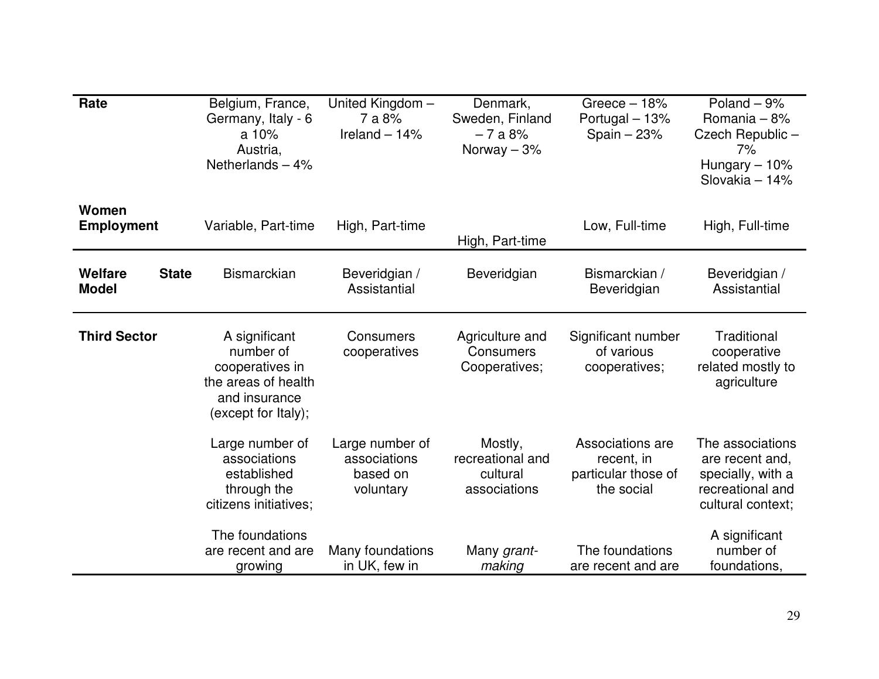| Rate | Belgium, France, Germany, Italy - 6 a 10%<br>Austria, Netherlands – 4% | United Kingdom – 7 a 8%<br>Ireland – 14% | Denmark, Sweden, Finland – 7 a 8%<br>Norway – 3% | Greece – 18%<br>Portugal – 13%<br>Spain – 23% | Poland – 9%<br>Romania – 8%<br>Czech Republic – 7%<br>Hungary – 10%<br>Slovakia – 14% |
|---|---|---|---|---|---|
| **Women Employment** | Variable, Part-time | High, Part-time | High, Part-time | Low, Full-time | High, Full-time |
| **Welfare State Model** | Bismarckian | Beveridgian / Assistantial | Beveridgian | Bismarckian / Beveridgian | Beveridgian / Assistantial |
| **Third Sector** | A significant number of cooperatives in the areas of health and insurance (except for Italy); | Consumers cooperatives | Agriculture and Consumers Cooperatives; | Significant number of various cooperatives; | Traditional cooperative related mostly to agriculture |
| | Large number of associations established through the citizens initiatives; | Large number of associations based on voluntary | Mostly, recreational and cultural associations | Associations are recent, in particular those of the social | The associations are recent and, specially, with a recreational and cultural context; |
| | The foundations are recent and are growing | Many foundations in UK, few in | Many *grant-making* | The foundations are recent and are | A significant number of foundations, |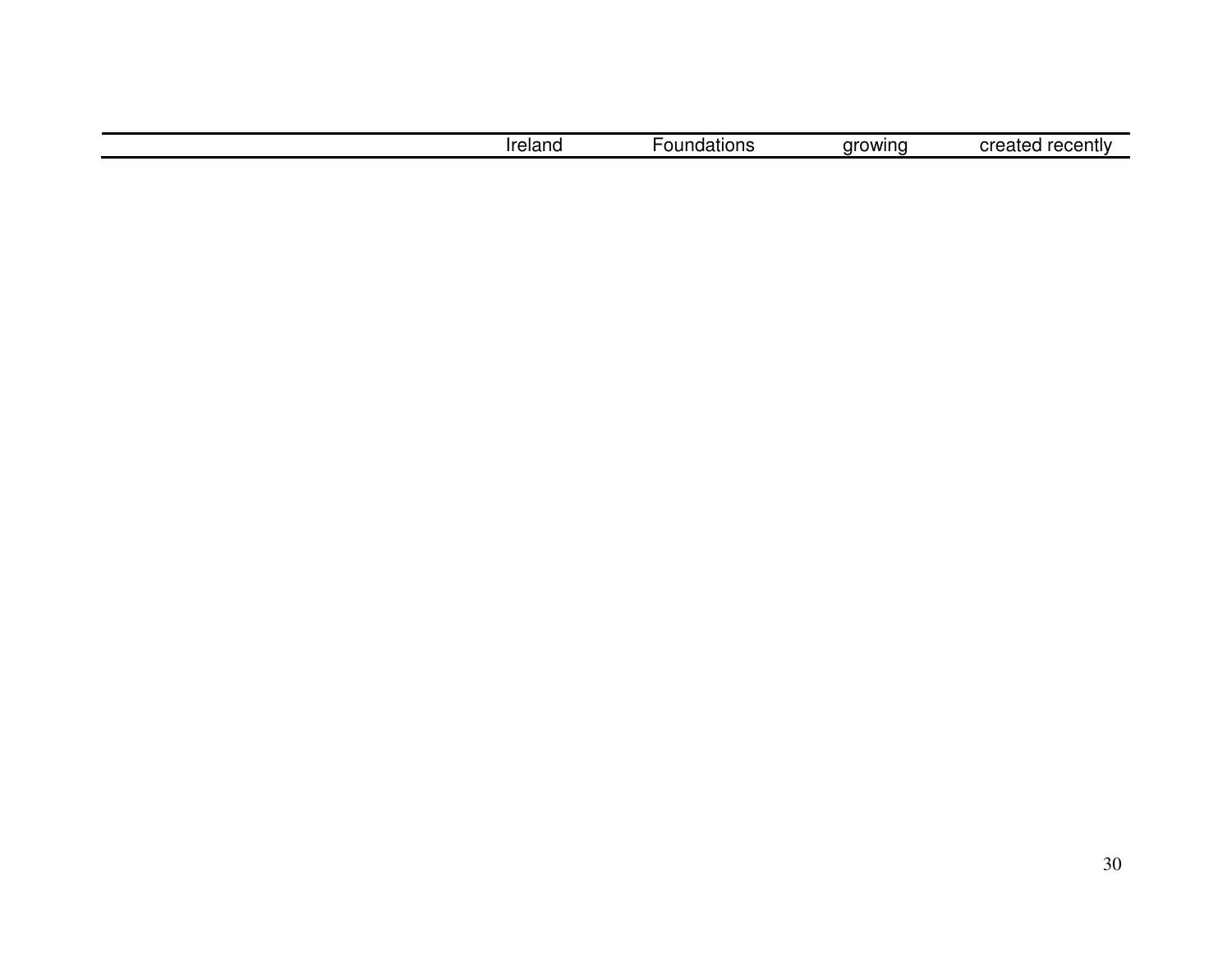| | Ireland | Foundations | growing | created recently |
|---|---|---|---|---|